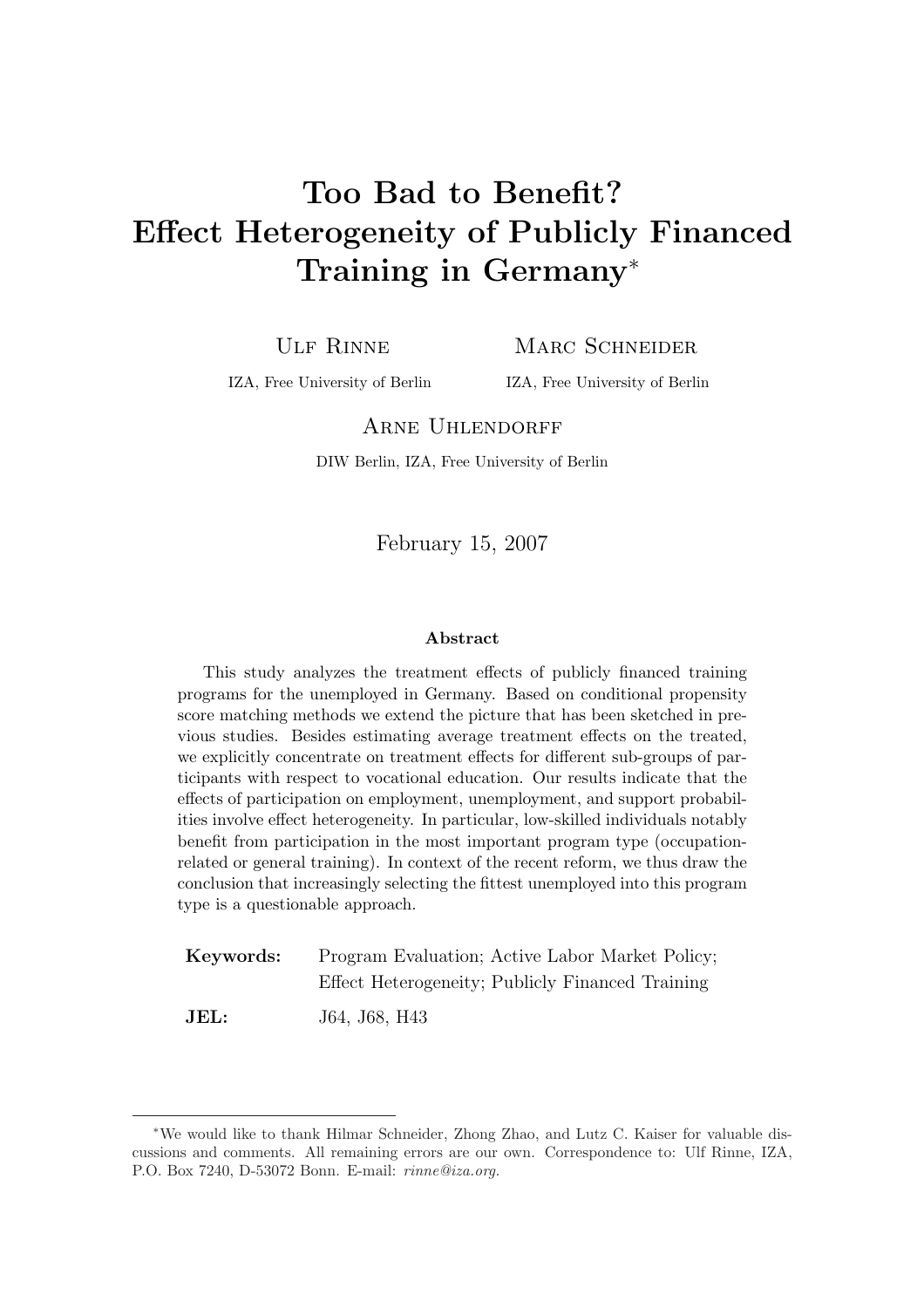# Too Bad to Benefit? Effect Heterogeneity of Publicly Financed Training in Germany*

Ulf Rinne
IZA, Free University of Berlin

Marc Schneider
IZA, Free University of Berlin

Arne Uhlendorff
DIW Berlin, IZA, Free University of Berlin

February 15, 2007

### Abstract

This study analyzes the treatment effects of publicly financed training programs for the unemployed in Germany. Based on conditional propensity score matching methods we extend the picture that has been sketched in previous studies. Besides estimating average treatment effects on the treated, we explicitly concentrate on treatment effects for different sub-groups of participants with respect to vocational education. Our results indicate that the effects of participation on employment, unemployment, and support probabilities involve effect heterogeneity. In particular, low-skilled individuals notably benefit from participation in the most important program type (occupation-related or general training). In context of the recent reform, we thus draw the conclusion that increasingly selecting the fittest unemployed into this program type is a questionable approach.

**Keywords:** Program Evaluation; Active Labor Market Policy; Effect Heterogeneity; Publicly Financed Training

**JEL:** J64, J68, H43

---

*We would like to thank Hilmar Schneider, Zhong Zhao, and Lutz C. Kaiser for valuable discussions and comments. All remaining errors are our own. Correspondence to: Ulf Rinne, IZA, P.O. Box 7240, D-53072 Bonn. E-mail: *rinne@iza.org*.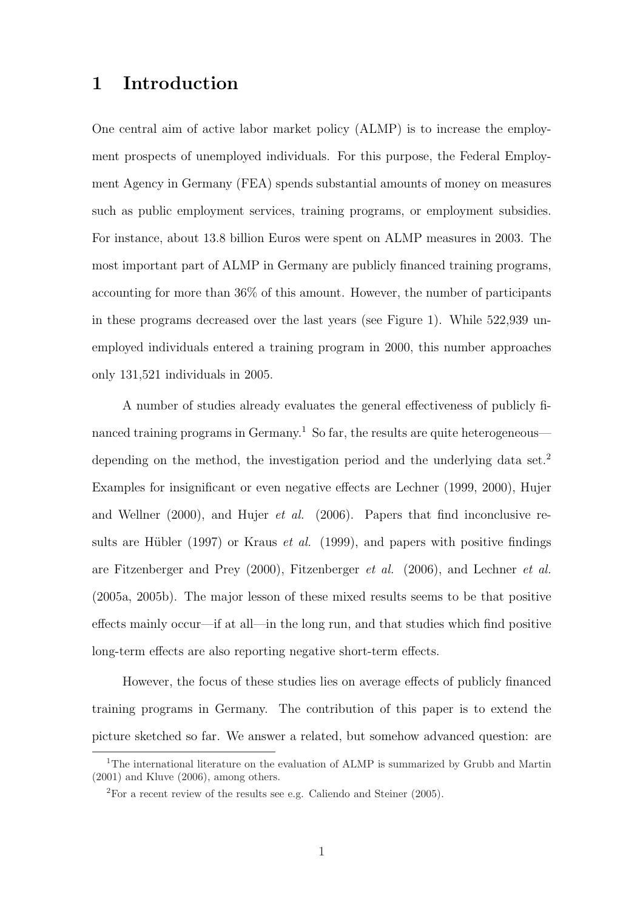# 1 Introduction

One central aim of active labor market policy (ALMP) is to increase the employment prospects of unemployed individuals. For this purpose, the Federal Employment Agency in Germany (FEA) spends substantial amounts of money on measures such as public employment services, training programs, or employment subsidies. For instance, about 13.8 billion Euros were spent on ALMP measures in 2003. The most important part of ALMP in Germany are publicly financed training programs, accounting for more than 36% of this amount. However, the number of participants in these programs decreased over the last years (see Figure 1). While 522,939 unemployed individuals entered a training program in 2000, this number approaches only 131,521 individuals in 2005.

A number of studies already evaluates the general effectiveness of publicly financed training programs in Germany.[1] So far, the results are quite heterogeneous—depending on the method, the investigation period and the underlying data set.[2] Examples for insignificant or even negative effects are Lechner (1999, 2000), Hujer and Wellner (2000), and Hujer *et al.* (2006). Papers that find inconclusive results are Hübler (1997) or Kraus *et al.* (1999), and papers with positive findings are Fitzenberger and Prey (2000), Fitzenberger *et al.* (2006), and Lechner *et al.* (2005a, 2005b). The major lesson of these mixed results seems to be that positive effects mainly occur—if at all—in the long run, and that studies which find positive long-term effects are also reporting negative short-term effects.

However, the focus of these studies lies on average effects of publicly financed training programs in Germany. The contribution of this paper is to extend the picture sketched so far. We answer a related, but somehow advanced question: are

[1] The international literature on the evaluation of ALMP is summarized by Grubb and Martin (2001) and Kluve (2006), among others.

[2] For a recent review of the results see e.g. Caliendo and Steiner (2005).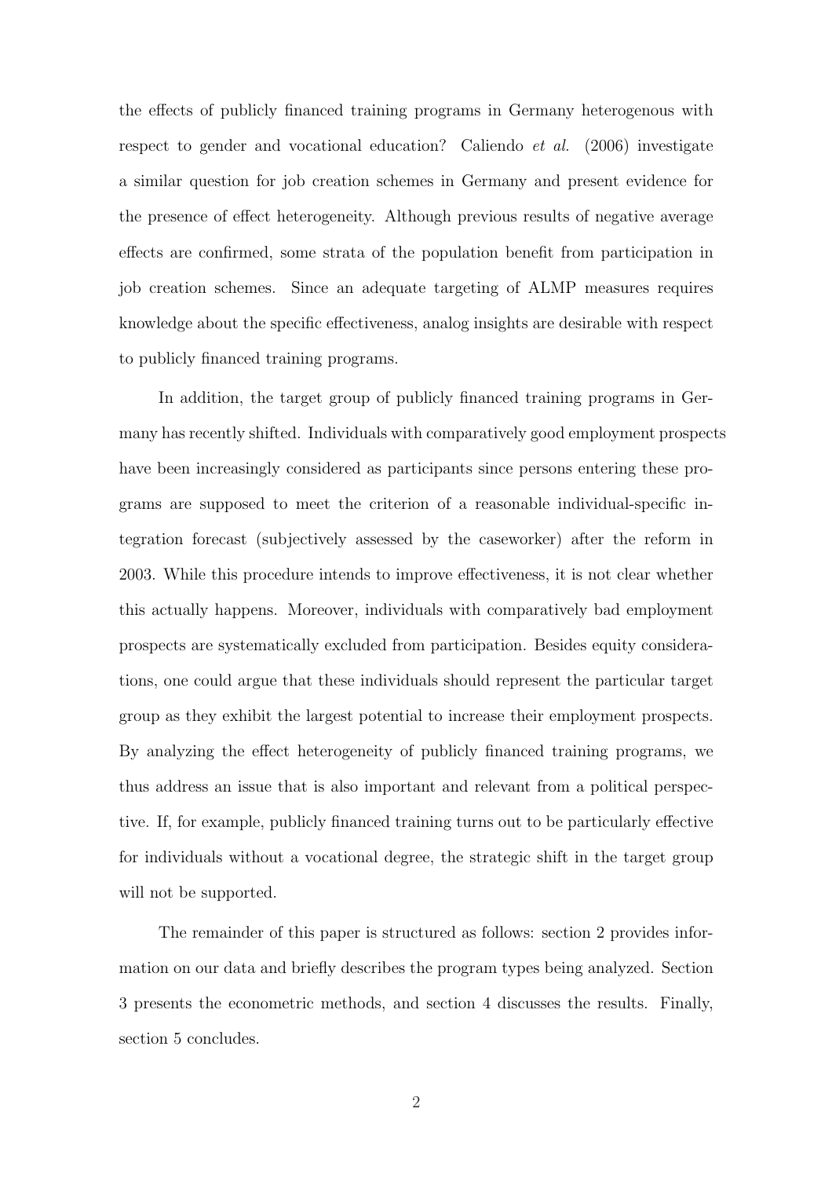the effects of publicly financed training programs in Germany heterogenous with respect to gender and vocational education? Caliendo *et al.* (2006) investigate a similar question for job creation schemes in Germany and present evidence for the presence of effect heterogeneity. Although previous results of negative average effects are confirmed, some strata of the population benefit from participation in job creation schemes. Since an adequate targeting of ALMP measures requires knowledge about the specific effectiveness, analog insights are desirable with respect to publicly financed training programs.

In addition, the target group of publicly financed training programs in Germany has recently shifted. Individuals with comparatively good employment prospects have been increasingly considered as participants since persons entering these programs are supposed to meet the criterion of a reasonable individual-specific integration forecast (subjectively assessed by the caseworker) after the reform in 2003. While this procedure intends to improve effectiveness, it is not clear whether this actually happens. Moreover, individuals with comparatively bad employment prospects are systematically excluded from participation. Besides equity considerations, one could argue that these individuals should represent the particular target group as they exhibit the largest potential to increase their employment prospects. By analyzing the effect heterogeneity of publicly financed training programs, we thus address an issue that is also important and relevant from a political perspective. If, for example, publicly financed training turns out to be particularly effective for individuals without a vocational degree, the strategic shift in the target group will not be supported.

The remainder of this paper is structured as follows: section 2 provides information on our data and briefly describes the program types being analyzed. Section 3 presents the econometric methods, and section 4 discusses the results. Finally, section 5 concludes.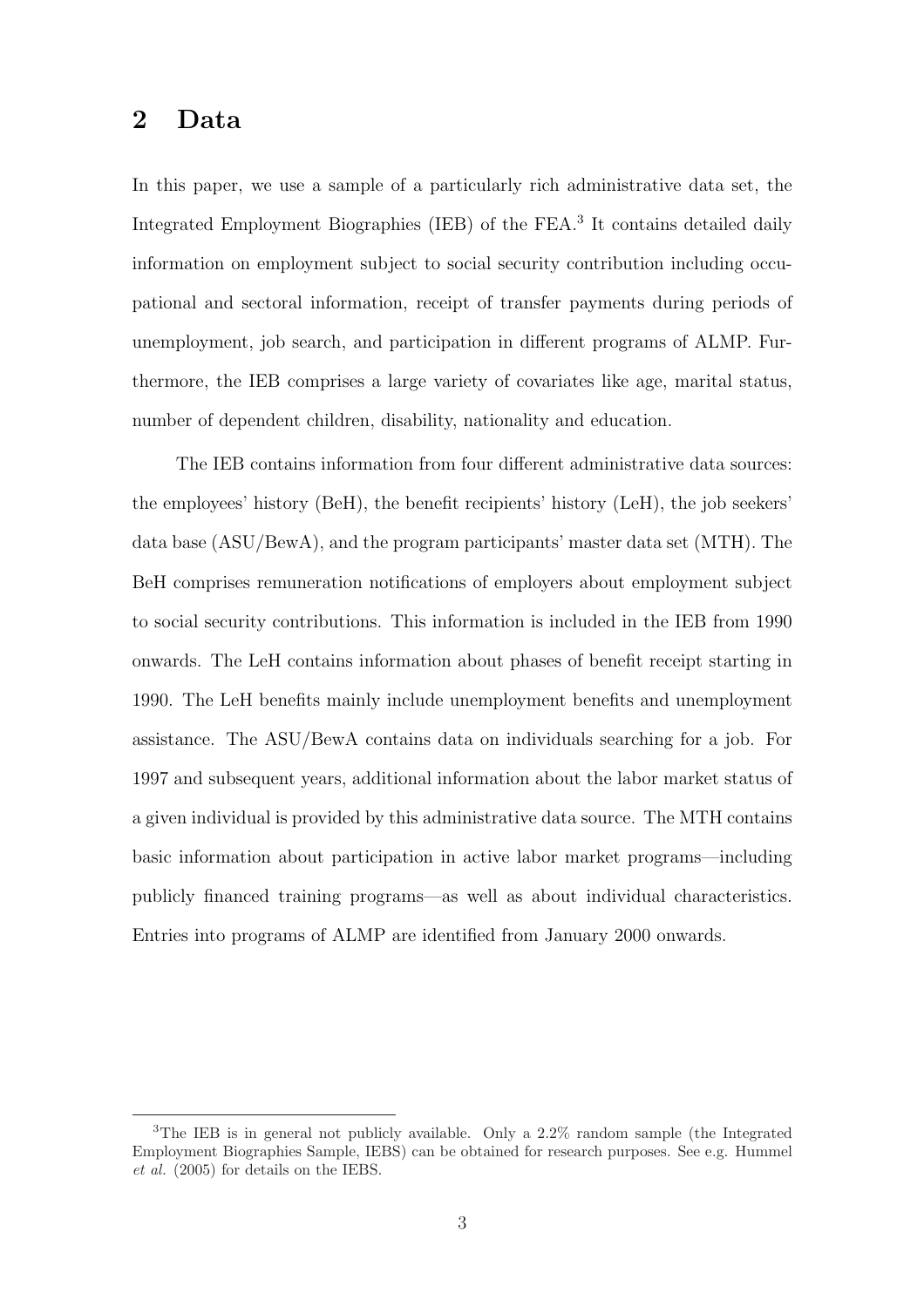## 2 Data

In this paper, we use a sample of a particularly rich administrative data set, the Integrated Employment Biographies (IEB) of the FEA.[3] It contains detailed daily information on employment subject to social security contribution including occupational and sectoral information, receipt of transfer payments during periods of unemployment, job search, and participation in different programs of ALMP. Furthermore, the IEB comprises a large variety of covariates like age, marital status, number of dependent children, disability, nationality and education.

The IEB contains information from four different administrative data sources: the employees' history (BeH), the benefit recipients' history (LeH), the job seekers' data base (ASU/BewA), and the program participants' master data set (MTH). The BeH comprises remuneration notifications of employers about employment subject to social security contributions. This information is included in the IEB from 1990 onwards. The LeH contains information about phases of benefit receipt starting in 1990. The LeH benefits mainly include unemployment benefits and unemployment assistance. The ASU/BewA contains data on individuals searching for a job. For 1997 and subsequent years, additional information about the labor market status of a given individual is provided by this administrative data source. The MTH contains basic information about participation in active labor market programs—including publicly financed training programs—as well as about individual characteristics. Entries into programs of ALMP are identified from January 2000 onwards.

[3] The IEB is in general not publicly available. Only a 2.2% random sample (the Integrated Employment Biographies Sample, IEBS) can be obtained for research purposes. See e.g. Hummel *et al.* (2005) for details on the IEBS.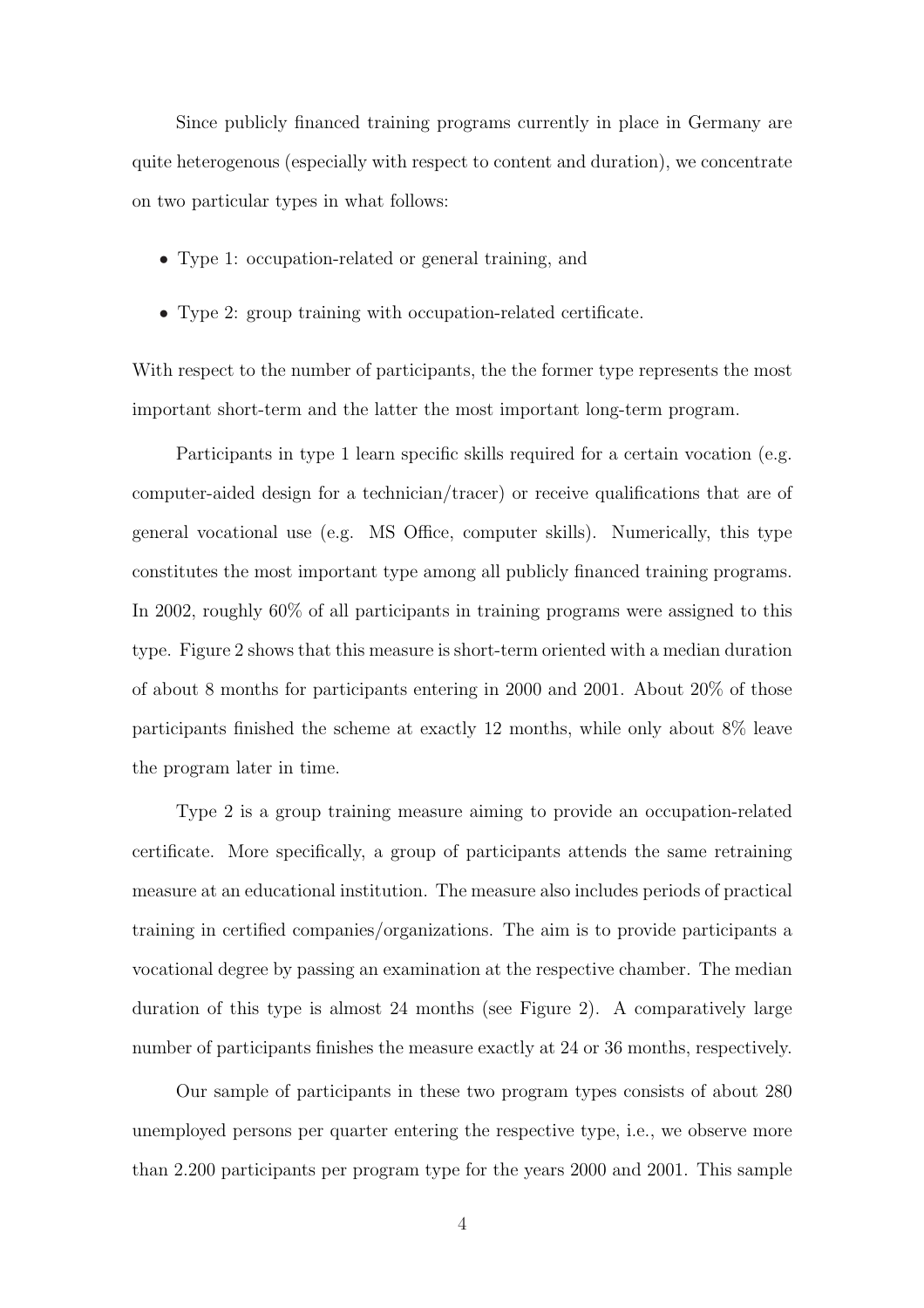Since publicly financed training programs currently in place in Germany are quite heterogenous (especially with respect to content and duration), we concentrate on two particular types in what follows:

- Type 1: occupation-related or general training, and
- Type 2: group training with occupation-related certificate.

With respect to the number of participants, the the former type represents the most important short-term and the latter the most important long-term program.

Participants in type 1 learn specific skills required for a certain vocation (e.g. computer-aided design for a technician/tracer) or receive qualifications that are of general vocational use (e.g. MS Office, computer skills). Numerically, this type constitutes the most important type among all publicly financed training programs. In 2002, roughly 60% of all participants in training programs were assigned to this type. Figure 2 shows that this measure is short-term oriented with a median duration of about 8 months for participants entering in 2000 and 2001. About 20% of those participants finished the scheme at exactly 12 months, while only about 8% leave the program later in time.

Type 2 is a group training measure aiming to provide an occupation-related certificate. More specifically, a group of participants attends the same retraining measure at an educational institution. The measure also includes periods of practical training in certified companies/organizations. The aim is to provide participants a vocational degree by passing an examination at the respective chamber. The median duration of this type is almost 24 months (see Figure 2). A comparatively large number of participants finishes the measure exactly at 24 or 36 months, respectively.

Our sample of participants in these two program types consists of about 280 unemployed persons per quarter entering the respective type, i.e., we observe more than 2.200 participants per program type for the years 2000 and 2001. This sample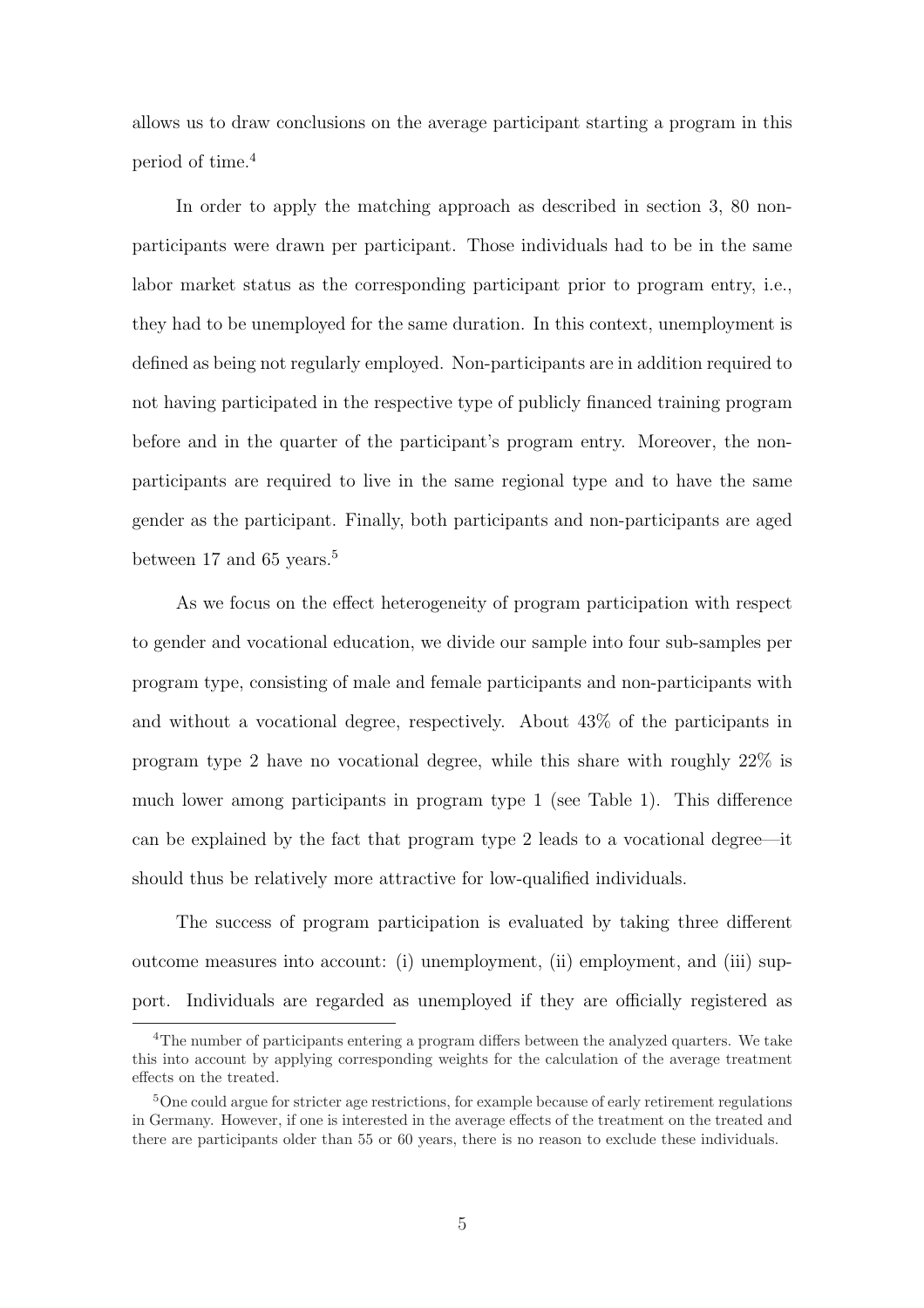allows us to draw conclusions on the average participant starting a program in this period of time.[4]

In order to apply the matching approach as described in section 3, 80 non-participants were drawn per participant. Those individuals had to be in the same labor market status as the corresponding participant prior to program entry, i.e., they had to be unemployed for the same duration. In this context, unemployment is defined as being not regularly employed. Non-participants are in addition required to not having participated in the respective type of publicly financed training program before and in the quarter of the participant's program entry. Moreover, the non-participants are required to live in the same regional type and to have the same gender as the participant. Finally, both participants and non-participants are aged between 17 and 65 years.[5]

As we focus on the effect heterogeneity of program participation with respect to gender and vocational education, we divide our sample into four sub-samples per program type, consisting of male and female participants and non-participants with and without a vocational degree, respectively. About 43% of the participants in program type 2 have no vocational degree, while this share with roughly 22% is much lower among participants in program type 1 (see Table 1). This difference can be explained by the fact that program type 2 leads to a vocational degree—it should thus be relatively more attractive for low-qualified individuals.

The success of program participation is evaluated by taking three different outcome measures into account: (i) unemployment, (ii) employment, and (iii) support. Individuals are regarded as unemployed if they are officially registered as

[4] The number of participants entering a program differs between the analyzed quarters. We take this into account by applying corresponding weights for the calculation of the average treatment effects on the treated.

[5] One could argue for stricter age restrictions, for example because of early retirement regulations in Germany. However, if one is interested in the average effects of the treatment on the treated and there are participants older than 55 or 60 years, there is no reason to exclude these individuals.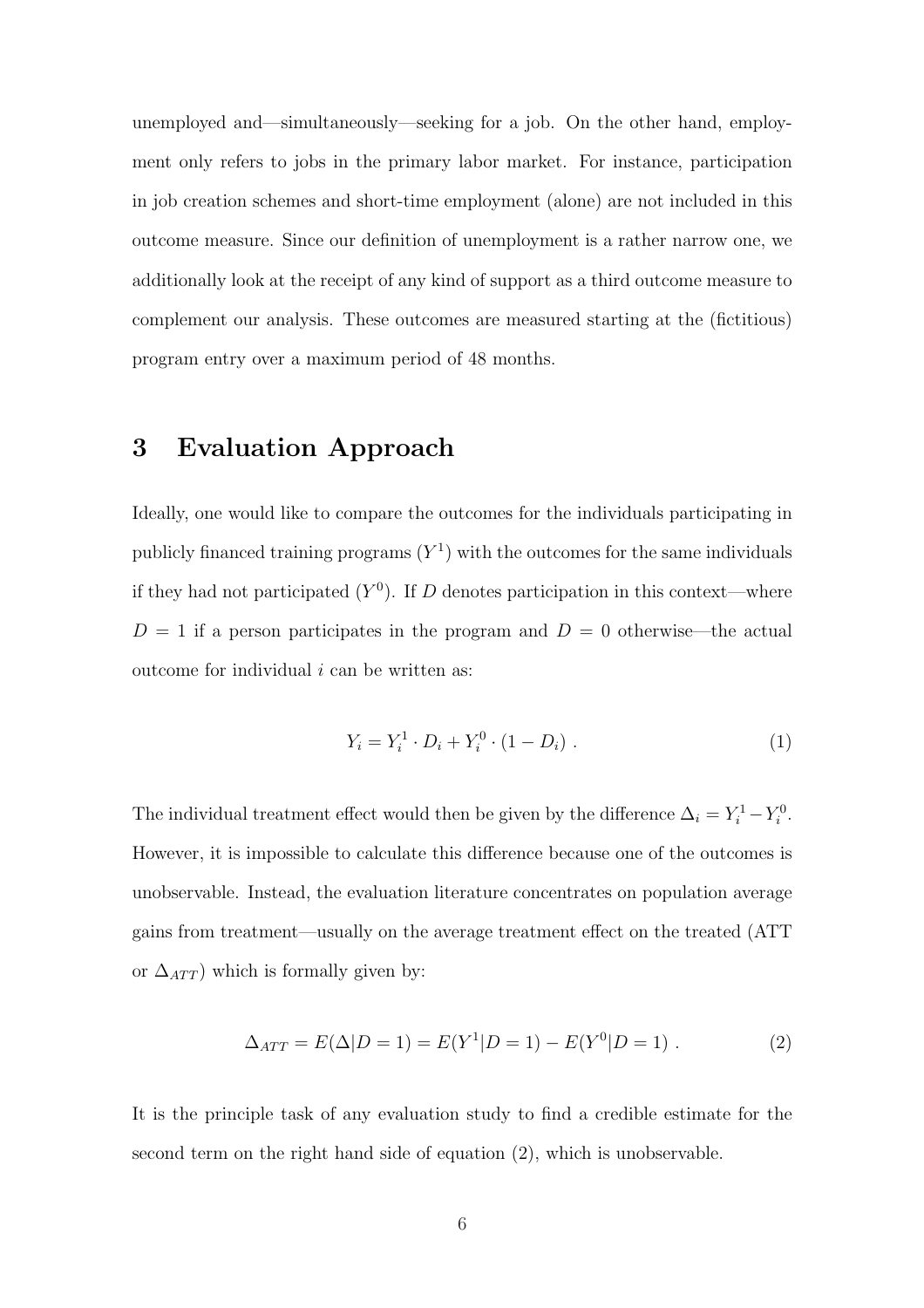unemployed and—simultaneously—seeking for a job. On the other hand, employment only refers to jobs in the primary labor market. For instance, participation in job creation schemes and short-time employment (alone) are not included in this outcome measure. Since our definition of unemployment is a rather narrow one, we additionally look at the receipt of any kind of support as a third outcome measure to complement our analysis. These outcomes are measured starting at the (fictitious) program entry over a maximum period of 48 months.

# 3 Evaluation Approach

Ideally, one would like to compare the outcomes for the individuals participating in publicly financed training programs ($Y^1$) with the outcomes for the same individuals if they had not participated ($Y^0$). If $D$ denotes participation in this context—where $D = 1$ if a person participates in the program and $D = 0$ otherwise—the actual outcome for individual $i$ can be written as:

$$Y_i = Y_i^1 \cdot D_i + Y_i^0 \cdot (1 - D_i) \; . \tag{1}$$

The individual treatment effect would then be given by the difference $\Delta_i = Y_i^1 - Y_i^0$. However, it is impossible to calculate this difference because one of the outcomes is unobservable. Instead, the evaluation literature concentrates on population average gains from treatment—usually on the average treatment effect on the treated (ATT or $\Delta_{ATT}$) which is formally given by:

$$\Delta_{ATT} = E(\Delta | D = 1) = E(Y^1 | D = 1) - E(Y^0 | D = 1) \; . \tag{2}$$

It is the principle task of any evaluation study to find a credible estimate for the second term on the right hand side of equation (2), which is unobservable.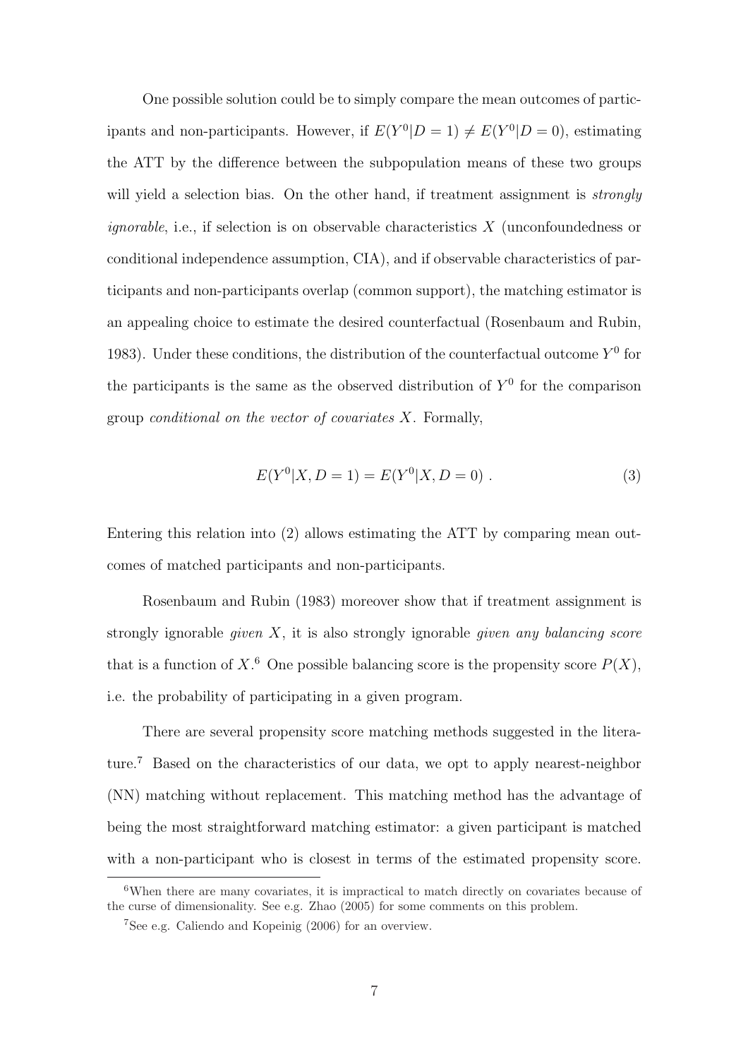One possible solution could be to simply compare the mean outcomes of participants and non-participants. However, if $E(Y^0|D=1) \neq E(Y^0|D=0)$, estimating the ATT by the difference between the subpopulation means of these two groups will yield a selection bias. On the other hand, if treatment assignment is *strongly ignorable*, i.e., if selection is on observable characteristics $X$ (unconfoundedness or conditional independence assumption, CIA), and if observable characteristics of participants and non-participants overlap (common support), the matching estimator is an appealing choice to estimate the desired counterfactual (Rosenbaum and Rubin, 1983). Under these conditions, the distribution of the counterfactual outcome $Y^0$ for the participants is the same as the observed distribution of $Y^0$ for the comparison group *conditional on the vector of covariates* $X$. Formally,

$$E(Y^0|X, D=1) = E(Y^0|X, D=0) \; . \tag{3}$$

Entering this relation into (2) allows estimating the ATT by comparing mean outcomes of matched participants and non-participants.

Rosenbaum and Rubin (1983) moreover show that if treatment assignment is strongly ignorable *given* $X$, it is also strongly ignorable *given any balancing score* that is a function of $X$.[6] One possible balancing score is the propensity score $P(X)$, i.e. the probability of participating in a given program.

There are several propensity score matching methods suggested in the literature.[7] Based on the characteristics of our data, we opt to apply nearest-neighbor (NN) matching without replacement. This matching method has the advantage of being the most straightforward matching estimator: a given participant is matched with a non-participant who is closest in terms of the estimated propensity score.

[6] When there are many covariates, it is impractical to match directly on covariates because of the curse of dimensionality. See e.g. Zhao (2005) for some comments on this problem.

[7] See e.g. Caliendo and Kopeinig (2006) for an overview.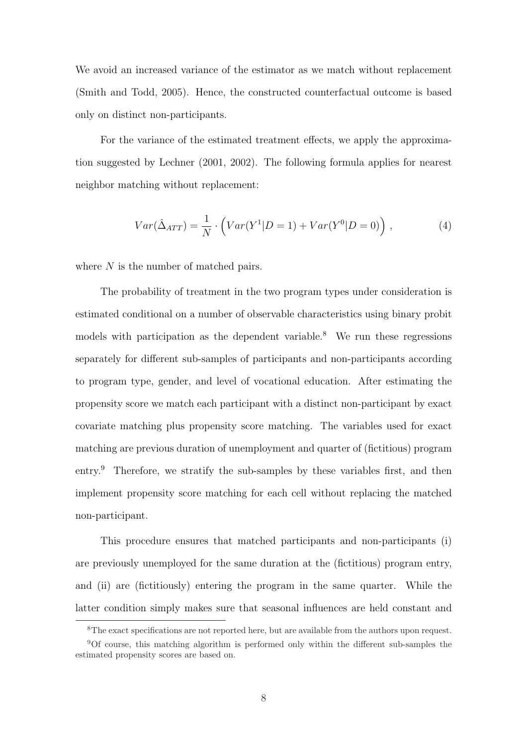We avoid an increased variance of the estimator as we match without replacement (Smith and Todd, 2005). Hence, the constructed counterfactual outcome is based only on distinct non-participants.

For the variance of the estimated treatment effects, we apply the approximation suggested by Lechner (2001, 2002). The following formula applies for nearest neighbor matching without replacement:

$$Var(\hat{\Delta}_{ATT}) = \frac{1}{N} \cdot \Big( Var(Y^1|D=1) + Var(Y^0|D=0) \Big) \,, \tag{4}$$

where $N$ is the number of matched pairs.

The probability of treatment in the two program types under consideration is estimated conditional on a number of observable characteristics using binary probit models with participation as the dependent variable.[8] We run these regressions separately for different sub-samples of participants and non-participants according to program type, gender, and level of vocational education. After estimating the propensity score we match each participant with a distinct non-participant by exact covariate matching plus propensity score matching. The variables used for exact matching are previous duration of unemployment and quarter of (fictitious) program entry.[9] Therefore, we stratify the sub-samples by these variables first, and then implement propensity score matching for each cell without replacing the matched non-participant.

This procedure ensures that matched participants and non-participants (i) are previously unemployed for the same duration at the (fictitious) program entry, and (ii) are (fictitiously) entering the program in the same quarter. While the latter condition simply makes sure that seasonal influences are held constant and

[8] The exact specifications are not reported here, but are available from the authors upon request.

[9] Of course, this matching algorithm is performed only within the different sub-samples the estimated propensity scores are based on.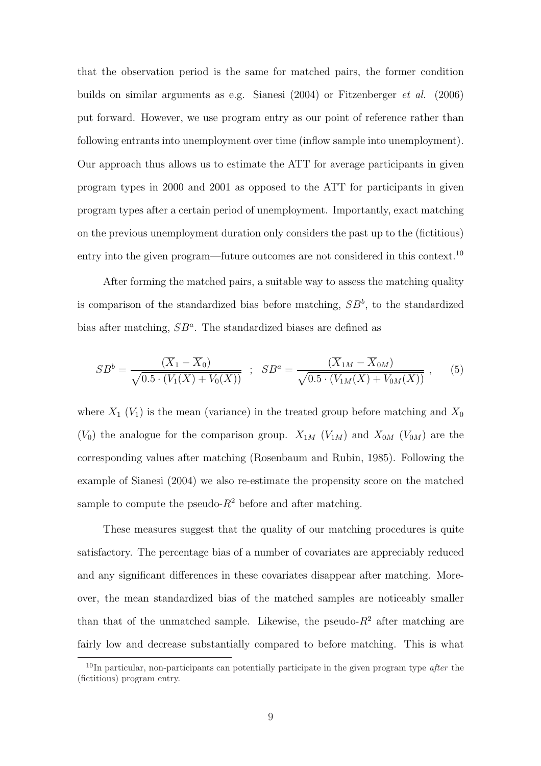that the observation period is the same for matched pairs, the former condition builds on similar arguments as e.g. Sianesi (2004) or Fitzenberger *et al.* (2006) put forward. However, we use program entry as our point of reference rather than following entrants into unemployment over time (inflow sample into unemployment). Our approach thus allows us to estimate the ATT for average participants in given program types in 2000 and 2001 as opposed to the ATT for participants in given program types after a certain period of unemployment. Importantly, exact matching on the previous unemployment duration only considers the past up to the (fictitious) entry into the given program—future outcomes are not considered in this context.[10]

After forming the matched pairs, a suitable way to assess the matching quality is comparison of the standardized bias before matching, $SB^b$, to the standardized bias after matching, $SB^a$. The standardized biases are defined as

$$SB^b = \frac{(\overline{X}_1 - \overline{X}_0)}{\sqrt{0.5 \cdot (V_1(X) + V_0(X))}} \;\; ; \;\; SB^a = \frac{(\overline{X}_{1M} - \overline{X}_{0M})}{\sqrt{0.5 \cdot (V_{1M}(X) + V_{0M}(X))}} \, , \qquad (5)$$

where $X_1$ ($V_1$) is the mean (variance) in the treated group before matching and $X_0$ ($V_0$) the analogue for the comparison group. $X_{1M}$ ($V_{1M}$) and $X_{0M}$ ($V_{0M}$) are the corresponding values after matching (Rosenbaum and Rubin, 1985). Following the example of Sianesi (2004) we also re-estimate the propensity score on the matched sample to compute the pseudo-$R^2$ before and after matching.

These measures suggest that the quality of our matching procedures is quite satisfactory. The percentage bias of a number of covariates are appreciably reduced and any significant differences in these covariates disappear after matching. Moreover, the mean standardized bias of the matched samples are noticeably smaller than that of the unmatched sample. Likewise, the pseudo-$R^2$ after matching are fairly low and decrease substantially compared to before matching. This is what

[10] In particular, non-participants can potentially participate in the given program type *after* the (fictitious) program entry.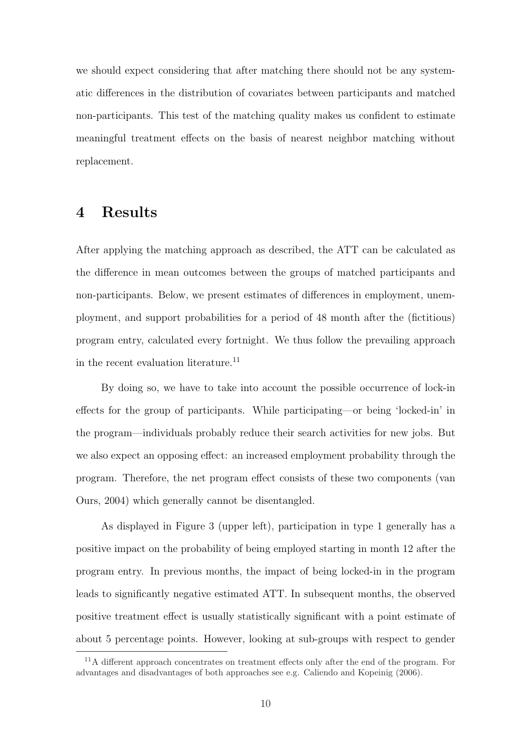we should expect considering that after matching there should not be any systematic differences in the distribution of covariates between participants and matched non-participants. This test of the matching quality makes us confident to estimate meaningful treatment effects on the basis of nearest neighbor matching without replacement.

# 4 Results

After applying the matching approach as described, the ATT can be calculated as the difference in mean outcomes between the groups of matched participants and non-participants. Below, we present estimates of differences in employment, unemployment, and support probabilities for a period of 48 month after the (fictitious) program entry, calculated every fortnight. We thus follow the prevailing approach in the recent evaluation literature.[11]

By doing so, we have to take into account the possible occurrence of lock-in effects for the group of participants. While participating—or being 'locked-in' in the program—individuals probably reduce their search activities for new jobs. But we also expect an opposing effect: an increased employment probability through the program. Therefore, the net program effect consists of these two components (van Ours, 2004) which generally cannot be disentangled.

As displayed in Figure 3 (upper left), participation in type 1 generally has a positive impact on the probability of being employed starting in month 12 after the program entry. In previous months, the impact of being locked-in in the program leads to significantly negative estimated ATT. In subsequent months, the observed positive treatment effect is usually statistically significant with a point estimate of about 5 percentage points. However, looking at sub-groups with respect to gender

[11] A different approach concentrates on treatment effects only after the end of the program. For advantages and disadvantages of both approaches see e.g. Caliendo and Kopeinig (2006).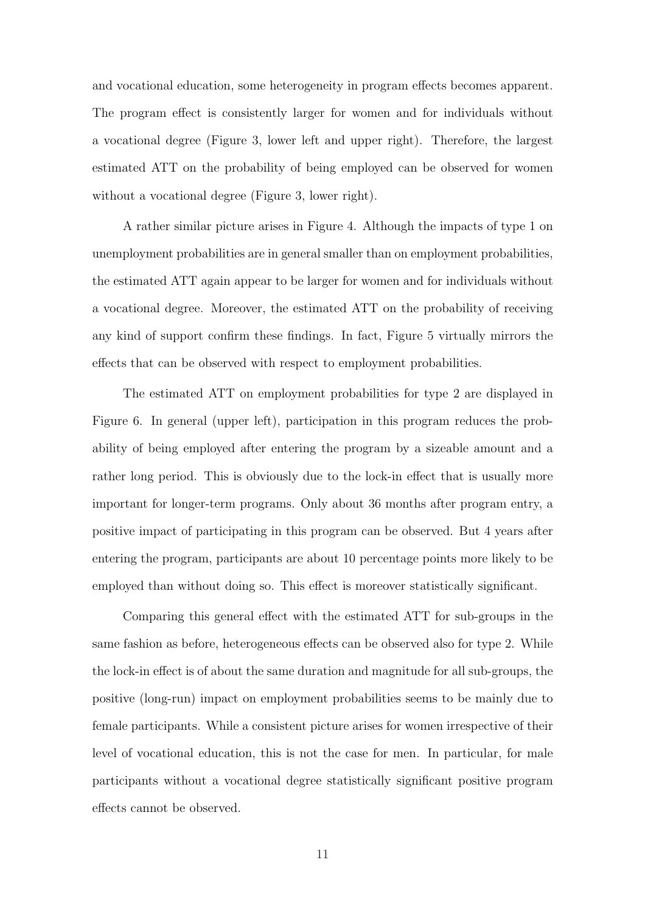and vocational education, some heterogeneity in program effects becomes apparent. The program effect is consistently larger for women and for individuals without a vocational degree (Figure 3, lower left and upper right). Therefore, the largest estimated ATT on the probability of being employed can be observed for women without a vocational degree (Figure 3, lower right).

A rather similar picture arises in Figure 4. Although the impacts of type 1 on unemployment probabilities are in general smaller than on employment probabilities, the estimated ATT again appear to be larger for women and for individuals without a vocational degree. Moreover, the estimated ATT on the probability of receiving any kind of support confirm these findings. In fact, Figure 5 virtually mirrors the effects that can be observed with respect to employment probabilities.

The estimated ATT on employment probabilities for type 2 are displayed in Figure 6. In general (upper left), participation in this program reduces the probability of being employed after entering the program by a sizeable amount and a rather long period. This is obviously due to the lock-in effect that is usually more important for longer-term programs. Only about 36 months after program entry, a positive impact of participating in this program can be observed. But 4 years after entering the program, participants are about 10 percentage points more likely to be employed than without doing so. This effect is moreover statistically significant.

Comparing this general effect with the estimated ATT for sub-groups in the same fashion as before, heterogeneous effects can be observed also for type 2. While the lock-in effect is of about the same duration and magnitude for all sub-groups, the positive (long-run) impact on employment probabilities seems to be mainly due to female participants. While a consistent picture arises for women irrespective of their level of vocational education, this is not the case for men. In particular, for male participants without a vocational degree statistically significant positive program effects cannot be observed.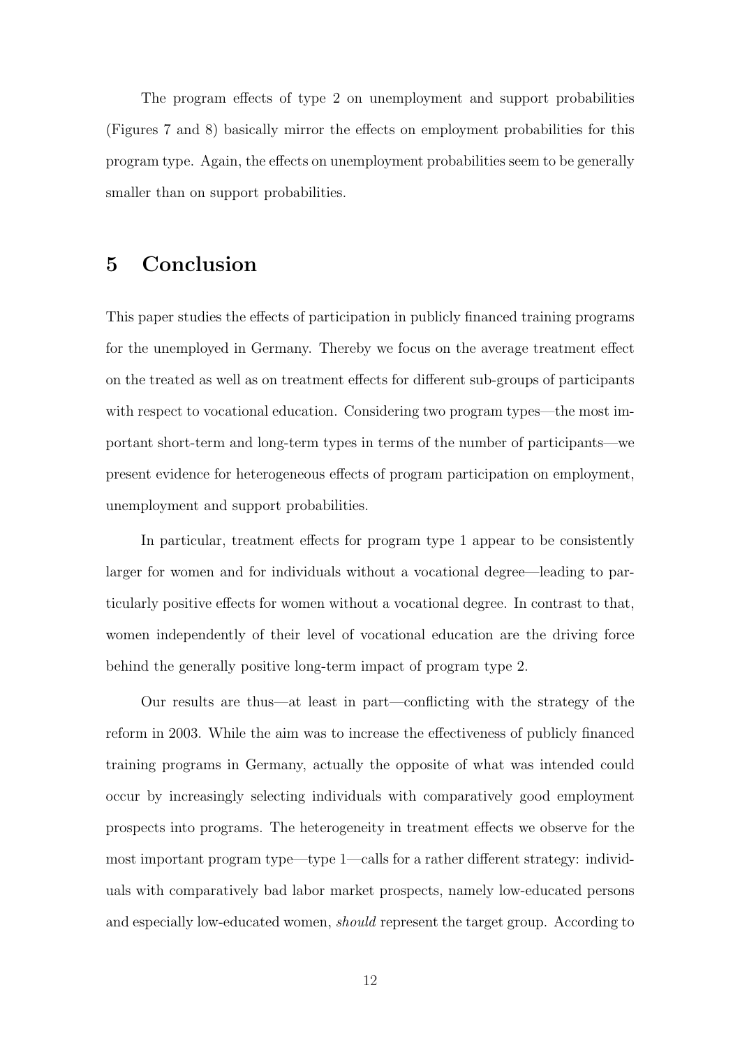The program effects of type 2 on unemployment and support probabilities (Figures 7 and 8) basically mirror the effects on employment probabilities for this program type. Again, the effects on unemployment probabilities seem to be generally smaller than on support probabilities.

## 5 Conclusion

This paper studies the effects of participation in publicly financed training programs for the unemployed in Germany. Thereby we focus on the average treatment effect on the treated as well as on treatment effects for different sub-groups of participants with respect to vocational education. Considering two program types—the most important short-term and long-term types in terms of the number of participants—we present evidence for heterogeneous effects of program participation on employment, unemployment and support probabilities.

In particular, treatment effects for program type 1 appear to be consistently larger for women and for individuals without a vocational degree—leading to particularly positive effects for women without a vocational degree. In contrast to that, women independently of their level of vocational education are the driving force behind the generally positive long-term impact of program type 2.

Our results are thus—at least in part—conflicting with the strategy of the reform in 2003. While the aim was to increase the effectiveness of publicly financed training programs in Germany, actually the opposite of what was intended could occur by increasingly selecting individuals with comparatively good employment prospects into programs. The heterogeneity in treatment effects we observe for the most important program type—type 1—calls for a rather different strategy: individuals with comparatively bad labor market prospects, namely low-educated persons and especially low-educated women, *should* represent the target group. According to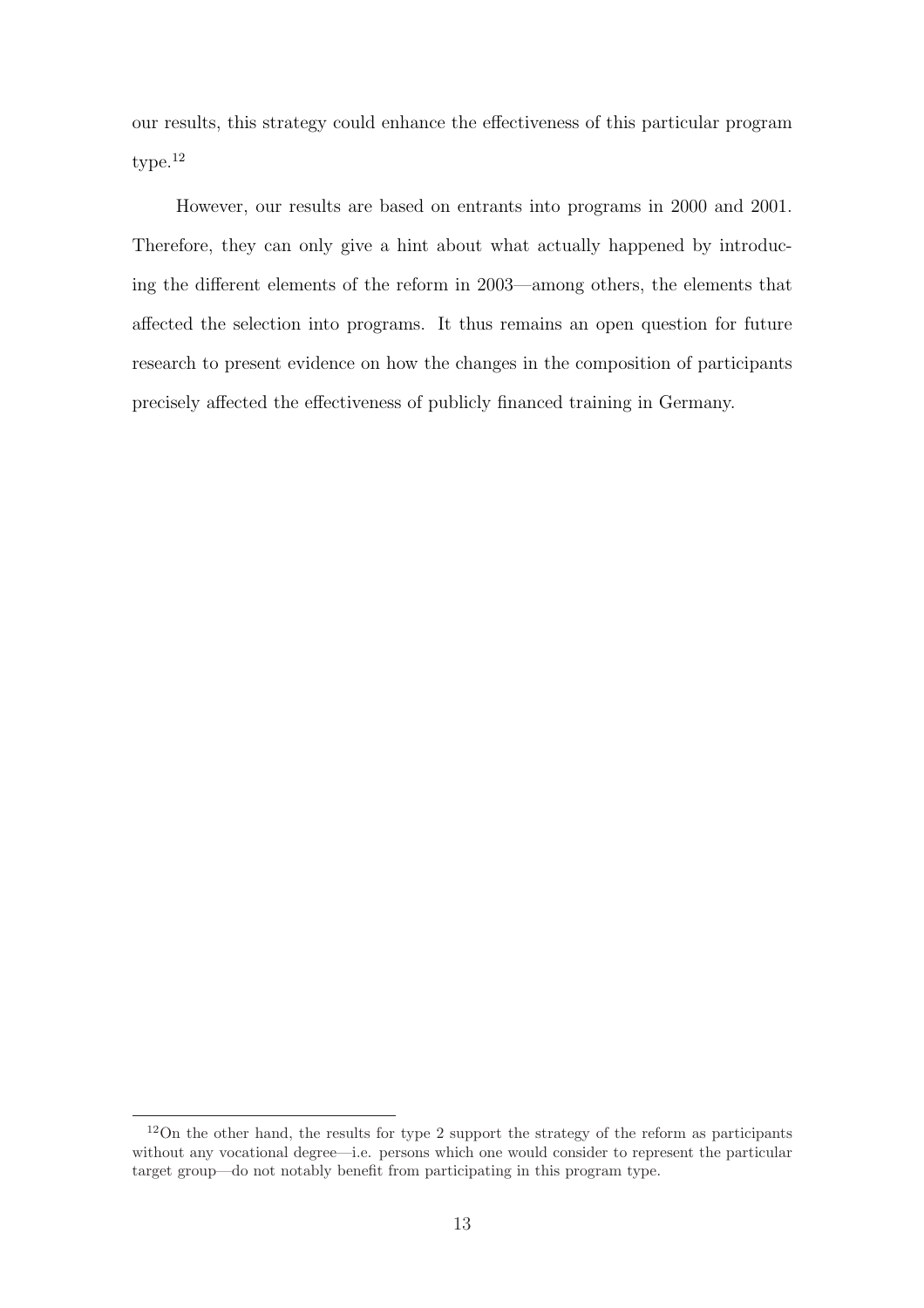our results, this strategy could enhance the effectiveness of this particular program type.[12]

However, our results are based on entrants into programs in 2000 and 2001. Therefore, they can only give a hint about what actually happened by introducing the different elements of the reform in 2003—among others, the elements that affected the selection into programs. It thus remains an open question for future research to present evidence on how the changes in the composition of participants precisely affected the effectiveness of publicly financed training in Germany.

---

[12] On the other hand, the results for type 2 support the strategy of the reform as participants without any vocational degree—i.e. persons which one would consider to represent the particular target group—do not notably benefit from participating in this program type.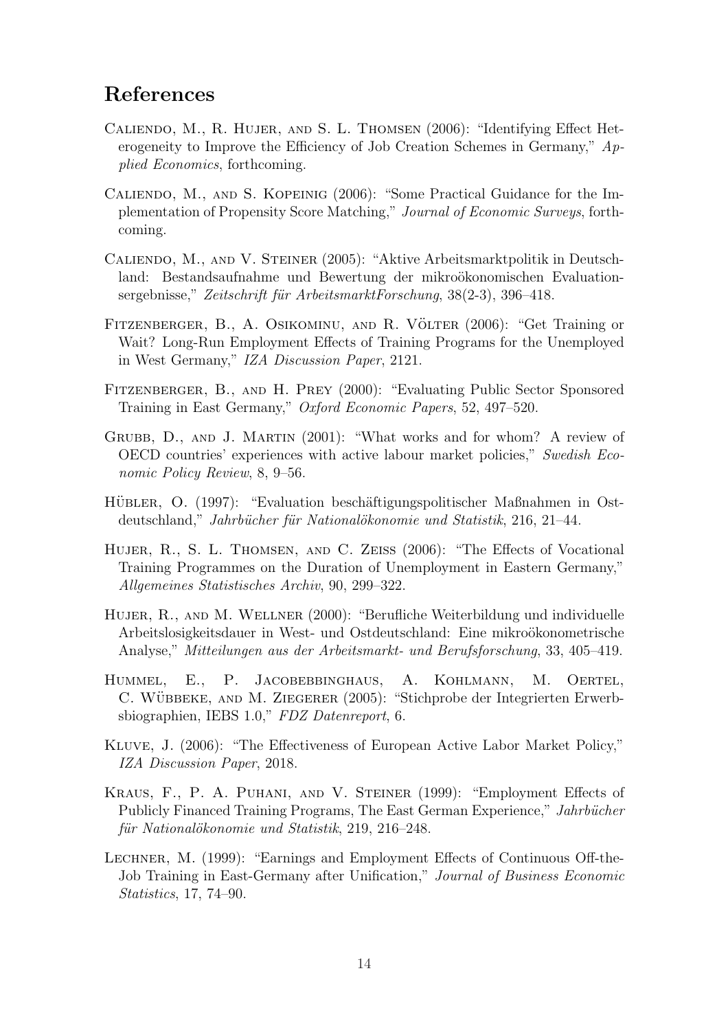## References

Caliendo, M., R. Hujer, and S. L. Thomsen (2006): "Identifying Effect Heterogeneity to Improve the Efficiency of Job Creation Schemes in Germany," *Applied Economics*, forthcoming.

Caliendo, M., and S. Kopeinig (2006): "Some Practical Guidance for the Implementation of Propensity Score Matching," *Journal of Economic Surveys*, forthcoming.

Caliendo, M., and V. Steiner (2005): "Aktive Arbeitsmarktpolitik in Deutschland: Bestandsaufnahme und Bewertung der mikroökonomischen Evaluationsergebnisse," *Zeitschrift für ArbeitsmarktForschung*, 38(2-3), 396–418.

Fitzenberger, B., A. Osikominu, and R. Völter (2006): "Get Training or Wait? Long-Run Employment Effects of Training Programs for the Unemployed in West Germany," *IZA Discussion Paper*, 2121.

Fitzenberger, B., and H. Prey (2000): "Evaluating Public Sector Sponsored Training in East Germany," *Oxford Economic Papers*, 52, 497–520.

Grubb, D., and J. Martin (2001): "What works and for whom? A review of OECD countries' experiences with active labour market policies," *Swedish Economic Policy Review*, 8, 9–56.

Hübler, O. (1997): "Evaluation beschäftigungspolitischer Maßnahmen in Ostdeutschland," *Jahrbücher für Nationalökonomie und Statistik*, 216, 21–44.

Hujer, R., S. L. Thomsen, and C. Zeiss (2006): "The Effects of Vocational Training Programmes on the Duration of Unemployment in Eastern Germany," *Allgemeines Statistisches Archiv*, 90, 299–322.

Hujer, R., and M. Wellner (2000): "Berufliche Weiterbildung und individuelle Arbeitslosigkeitsdauer in West- und Ostdeutschland: Eine mikroökonometrische Analyse," *Mitteilungen aus der Arbeitsmarkt- und Berufsforschung*, 33, 405–419.

Hummel, E., P. Jacobebbinghaus, A. Kohlmann, M. Oertel, C. Wübbeke, and M. Ziegerer (2005): "Stichprobe der Integrierten Erwerbsbiographien, IEBS 1.0," *FDZ Datenreport*, 6.

Kluve, J. (2006): "The Effectiveness of European Active Labor Market Policy," *IZA Discussion Paper*, 2018.

Kraus, F., P. A. Puhani, and V. Steiner (1999): "Employment Effects of Publicly Financed Training Programs, The East German Experience," *Jahrbücher für Nationalökonomie und Statistik*, 219, 216–248.

Lechner, M. (1999): "Earnings and Employment Effects of Continuous Off-the-Job Training in East-Germany after Unification," *Journal of Business Economic Statistics*, 17, 74–90.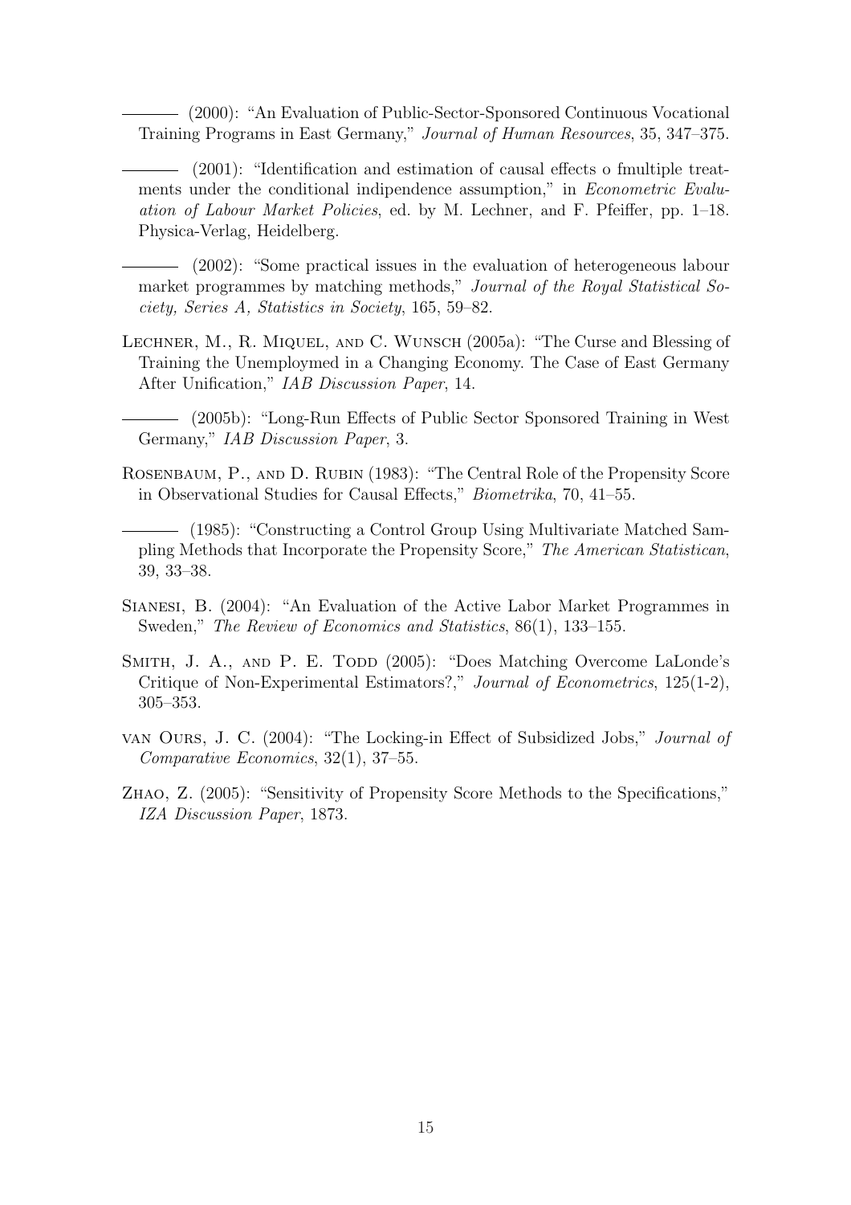——— (2000): "An Evaluation of Public-Sector-Sponsored Continuous Vocational Training Programs in East Germany," *Journal of Human Resources*, 35, 347–375.

——— (2001): "Identification and estimation of causal effects o fmultiple treatments under the conditional indipendence assumption," in *Econometric Evaluation of Labour Market Policies*, ed. by M. Lechner, and F. Pfeiffer, pp. 1–18. Physica-Verlag, Heidelberg.

——— (2002): "Some practical issues in the evaluation of heterogeneous labour market programmes by matching methods," *Journal of the Royal Statistical Society, Series A, Statistics in Society*, 165, 59–82.

Lechner, M., R. Miquel, and C. Wunsch (2005a): "The Curse and Blessing of Training the Unemploymed in a Changing Economy. The Case of East Germany After Unification," *IAB Discussion Paper*, 14.

——— (2005b): "Long-Run Effects of Public Sector Sponsored Training in West Germany," *IAB Discussion Paper*, 3.

Rosenbaum, P., and D. Rubin (1983): "The Central Role of the Propensity Score in Observational Studies for Causal Effects," *Biometrika*, 70, 41–55.

——— (1985): "Constructing a Control Group Using Multivariate Matched Sampling Methods that Incorporate the Propensity Score," *The American Statistican*, 39, 33–38.

Sianesi, B. (2004): "An Evaluation of the Active Labor Market Programmes in Sweden," *The Review of Economics and Statistics*, 86(1), 133–155.

Smith, J. A., and P. E. Todd (2005): "Does Matching Overcome LaLonde's Critique of Non-Experimental Estimators?," *Journal of Econometrics*, 125(1-2), 305–353.

van Ours, J. C. (2004): "The Locking-in Effect of Subsidized Jobs," *Journal of Comparative Economics*, 32(1), 37–55.

Zhao, Z. (2005): "Sensitivity of Propensity Score Methods to the Specifications," *IZA Discussion Paper*, 1873.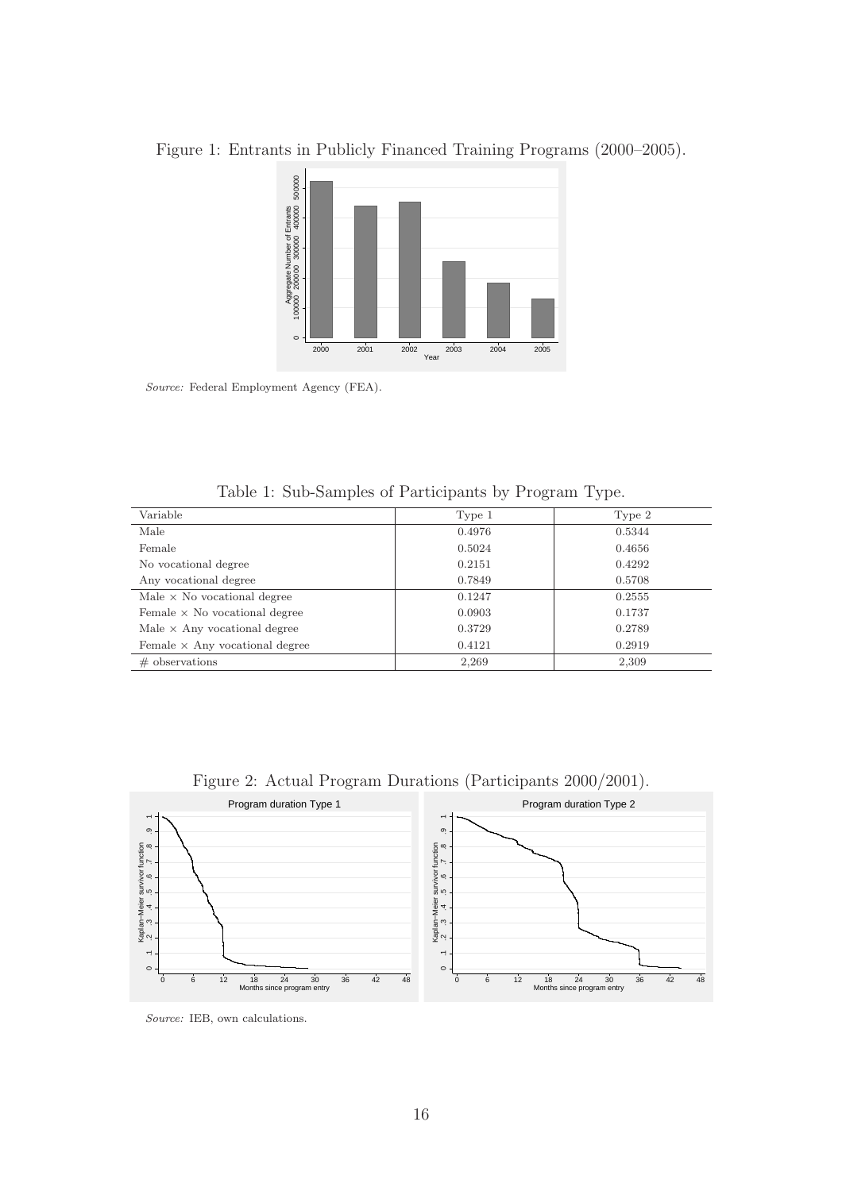Figure 1: Entrants in Publicly Financed Training Programs (2000–2005).

*Source:* Federal Employment Agency (FEA).

Table 1: Sub-Samples of Participants by Program Type.

| Variable | Type 1 | Type 2 |
|---|---|---|
| Male | 0.4976 | 0.5344 |
| Female | 0.5024 | 0.4656 |
| No vocational degree | 0.2151 | 0.4292 |
| Any vocational degree | 0.7849 | 0.5708 |
| Male × No vocational degree | 0.1247 | 0.2555 |
| Female × No vocational degree | 0.0903 | 0.1737 |
| Male × Any vocational degree | 0.3729 | 0.2789 |
| Female × Any vocational degree | 0.4121 | 0.2919 |
| # observations | 2,269 | 2,309 |

Figure 2: Actual Program Durations (Participants 2000/2001).

*Source:* IEB, own calculations.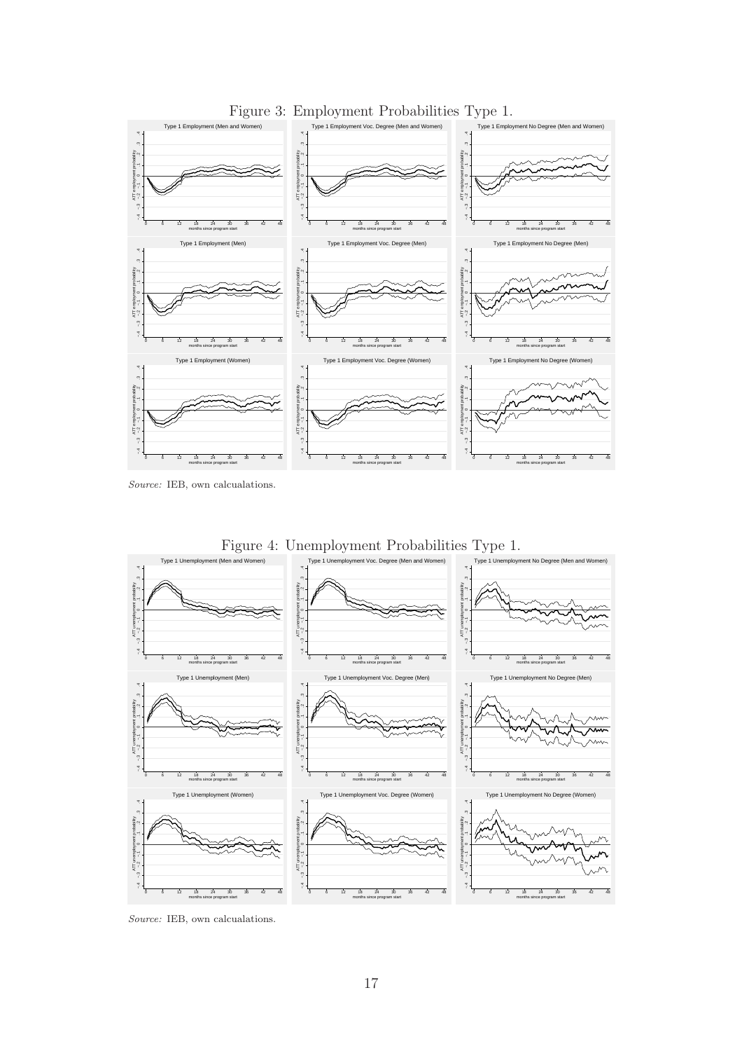Figure 3: Employment Probabilities Type 1.

*Source:* IEB, own calcualations.

Figure 4: Unemployment Probabilities Type 1.

*Source:* IEB, own calcualations.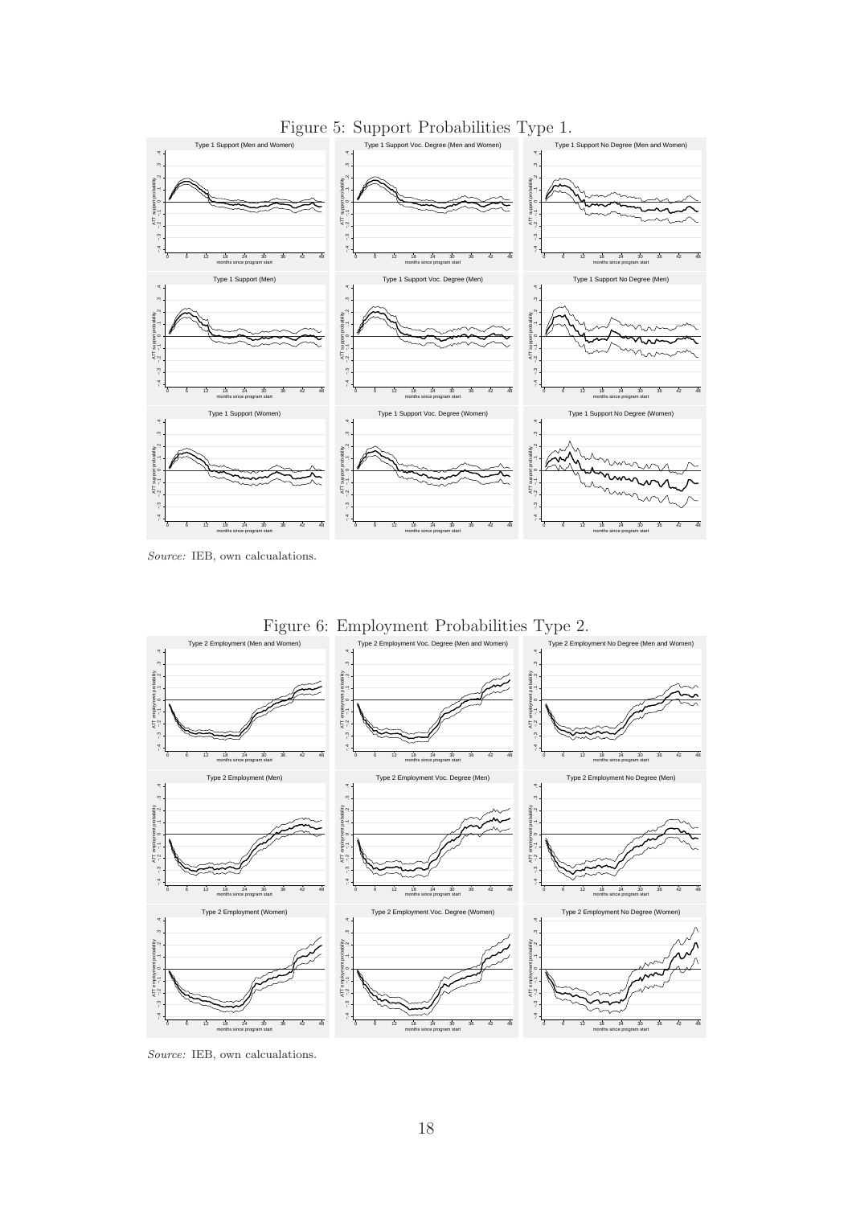Figure 5: Support Probabilities Type 1.

*Source:* IEB, own calcualations.

Figure 6: Employment Probabilities Type 2.

*Source:* IEB, own calcualations.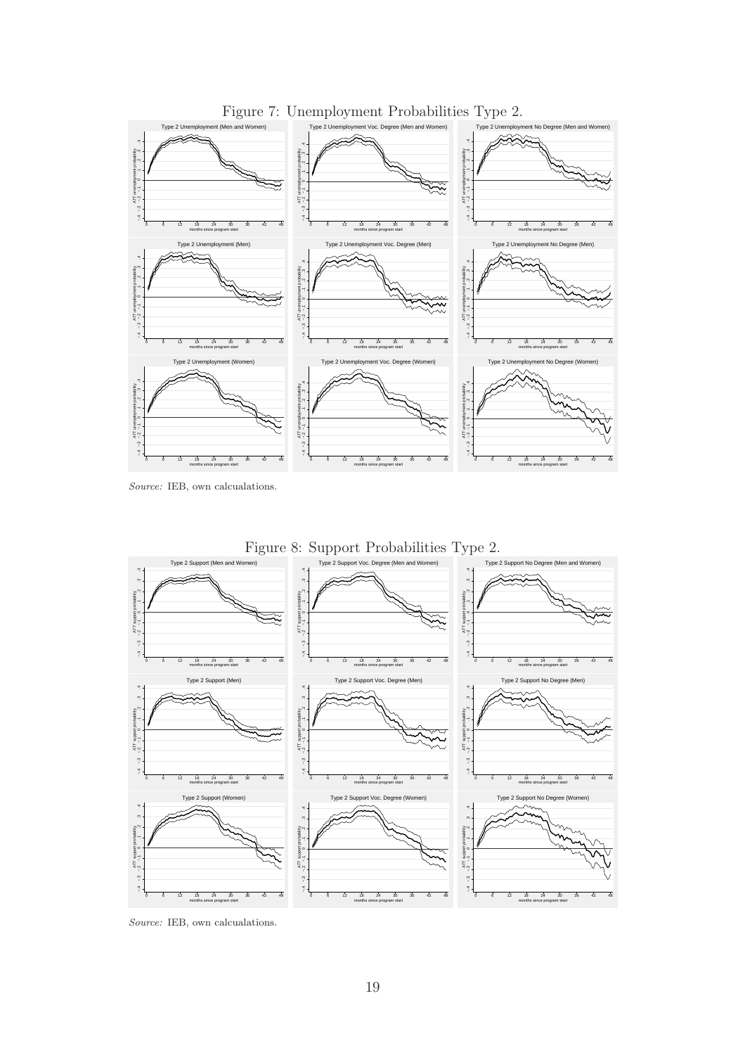Figure 7: Unemployment Probabilities Type 2.

*Source:* IEB, own calcualations.

Figure 8: Support Probabilities Type 2.

*Source:* IEB, own calcualations.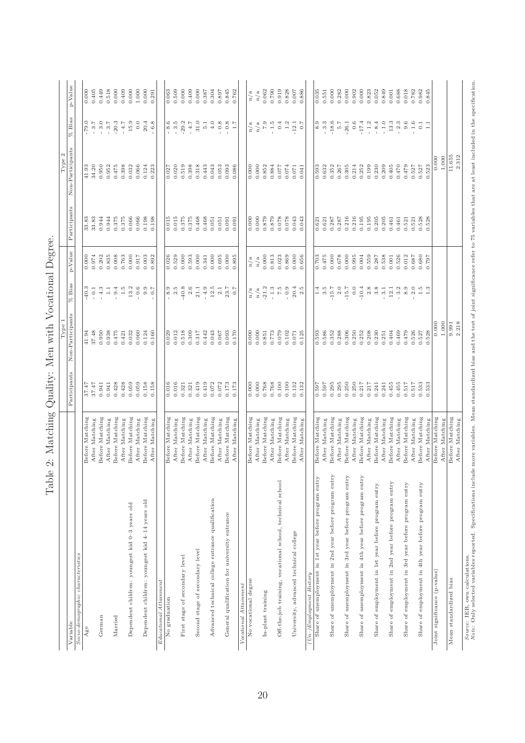# Table 2: Matching Quality: Men with Vocational Degree.

| Variable | | Type 1 | | | | Type 2 | | | |
|---|---|---|---|---|---|---|---|---|---|
| | | Participants | Non-Participants | % Bias | p-Value | Participants | Non-Participants | % Bias | p-Value |
| *Socio-demographic characteristics* | | | | | | | | | |
| Age | Before Matching | 37.47 | 41.94 | -40.3 | 0.000 | 33.83 | 41.93 | -79.0 | 0.000 |
| | After Matching | 37.47 | 37.48 | - 0.1 | 0.974 | 33.83 | 34.20 | - 3.7 | 0.405 |
| German | Before Matching | 0.941 | 0.950 | - 4.3 | 0.202 | 0.944 | 0.950 | - 3.0 | 0.449 |
| | After Matching | 0.941 | 0.938 | 1.1 | 0.835 | 0.944 | 0.952 | - 3.7 | 0.518 |
| Married | Before Matching | 0.428 | 0.475 | - 9.4 | 0.008 | 0.375 | 0.475 | -20.3 | 0.000 |
| | After Matching | 0.428 | 0.421 | 1.5 | 0.763 | 0.375 | 0.398 | - 4.7 | 0.409 |
| Dependent children: youngest kid 0–3 years old | Before Matching | 0.059 | 0.032 | 13.2 | 0.000 | 0.066 | 0.032 | 15.9 | 0.000 |
| | After Matching | 0.059 | 0.060 | - 0.6 | 0.917 | 0.066 | 0.066 | 0.0 | 1.000 |
| Dependent children: youngest kid 4–14 years old | Before Matching | 0.158 | 0.124 | 9.9 | 0.003 | 0.198 | 0.124 | 20.4 | 0.000 |
| | After Matching | 0.158 | 0.160 | - 0.7 | 0.892 | 0.198 | 0.223 | - 6.8 | 0.291 |
| *Educational Attainment* | | | | | | | | | |
| No graduation | Before Matching | 0.016 | 0.029 | - 8.9 | 0.026 | 0.015 | 0.027 | - 8.6 | 0.063 |
| | After Matching | 0.016 | 0.012 | 2.5 | 0.529 | 0.015 | 0.020 | - 3.5 | 0.509 |
| First stage of secondary level | Before Matching | 0.321 | 0.518 | -40.8 | 0.000 | 0.375 | 0.519 | -29.2 | 0.000 |
| | After Matching | 0.321 | 0.309 | 2.6 | 0.593 | 0.375 | 0.398 | - 4.7 | 0.409 |
| Second stage of secondary level | Before Matching | 0.419 | 0.317 | 21.1 | 0.000 | 0.468 | 0.318 | 31.0 | 0.000 |
| | After Matching | 0.419 | 0.442 | - 4.9 | 0.341 | 0.468 | 0.443 | 5.1 | 0.387 |
| Advanced technical college entrance qualification | Before Matching | 0.072 | 0.043 | 12.5 | 0.000 | 0.051 | 0.043 | 4.0 | 0.304 |
| | After Matching | 0.072 | 0.067 | 2.1 | 0.695 | 0.051 | 0.053 | - 0.8 | 0.897 |
| General qualification for university entrance | Before Matching | 0.173 | 0.093 | 23.7 | 0.000 | 0.091 | 0.093 | - 0.8 | 0.845 |
| | After Matching | 0.173 | 0.170 | 0.7 | 0.895 | 0.091 | 0.086 | 1.7 | 0.762 |
| *Vocational Attainment* | | | | | | | | | |
| No vocational degree | Before Matching | 0.000 | 0.000 | n/a | n/a | 0.000 | 0.000 | n/a | n/a |
| | After Matching | 0.000 | 0.000 | n/a | n/a | 0.000 | 0.000 | n/a | n/a |
| In-plant training | Before Matching | 0.768 | 0.851 | -21.2 | 0.000 | 0.879 | 0.852 | 7.9 | 0.062 |
| | After Matching | 0.768 | 0.773 | - 1.3 | 0.813 | 0.879 | 0.884 | - 1.5 | 0.790 |
| Off-the-job training, vocational school, technical school | Before Matching | 0.100 | 0.079 | 7.5 | 0.023 | 0.078 | 0.077 | 0.4 | 0.919 |
| | After Matching | 0.100 | 0.102 | - 0.9 | 0.869 | 0.078 | 0.074 | 1.2 | 0.828 |
| University, advanced technical college | Before Matching | 0.132 | 0.071 | 20.4 | 0.000 | 0.043 | 0.071 | -12.1 | 0.007 |
| | After Matching | 0.132 | 0.125 | 2.5 | 0.656 | 0.043 | 0.041 | 0.7 | 0.886 |
| *(Un-)Employment History* | | | | | | | | | |
| Share of unemployment in 1st year before program entry | Before Matching | 0.597 | 0.593 | 1.4 | 0.703 | 0.621 | 0.593 | 8.9 | 0.035 |
| | After Matching | 0.597 | 0.586 | 3.5 | 0.475 | 0.621 | 0.632 | - 3.3 | 0.551 |
| Share of unemployment in 2nd year before program entry | Before Matching | 0.295 | 0.352 | -15.7 | 0.000 | 0.287 | 0.352 | -18.6 | 0.000 |
| | After Matching | 0.295 | 0.288 | 2.0 | 0.678 | 0.287 | 0.267 | 5.7 | 0.282 |
| Share of unemployment in 3rd year before program entry | Before Matching | 0.250 | 0.306 | -15.7 | 0.000 | 0.216 | 0.305 | -26.1 | 0.000 |
| | After Matching | 0.250 | 0.250 | 0.0 | 0.995 | 0.216 | 0.214 | 0.6 | 0.902 |
| Share of unemployment in 4th year before program entry | Before Matching | 0.217 | 0.252 | -10.4 | 0.004 | 0.195 | 0.252 | -17.4 | 0.000 |
| | After Matching | 0.217 | 0.208 | 2.8 | 0.559 | 0.195 | 0.199 | - 1.2 | 0.823 |
| Share of employment in 1st year before program entry | Before Matching | 0.241 | 0.230 | 3.8 | 0.287 | 0.205 | 0.230 | - 8.4 | 0.052 |
| | After Matching | 0.241 | 0.251 | - 3.1 | 0.538 | 0.205 | 0.209 | - 1.0 | 0.849 |
| Share of employment in 2nd year before program entry | Before Matching | 0.455 | 0.404 | 12.1 | 0.001 | 0.461 | 0.405 | 13.3 | 0.001 |
| | After Matching | 0.455 | 0.469 | - 3.2 | 0.526 | 0.461 | 0.470 | - 2.3 | 0.688 |
| Share of employment in 3rd year before program entry | Before Matching | 0.517 | 0.479 | 8.9 | 0.012 | 0.521 | 0.479 | 9.6 | 0.018 |
| | After Matching | 0.517 | 0.526 | - 2.0 | 0.687 | 0.521 | 0.527 | - 1.6 | 0.782 |
| Share of employment in 4th year before program entry | Before Matching | 0.533 | 0.527 | 1.5 | 0.680 | 0.528 | 0.527 | 0.1 | 0.982 |
| | After Matching | 0.533 | 0.528 | 1.3 | 0.797 | 0.528 | 0.523 | 1.1 | 0.845 |
| Joint significance (p-value) | Before Matching | | 0.000 | | | | 0.000 | | |
| | After Matching | | 1.000 | | | | 1.000 | | |
| Mean standardized bias | Before Matching | | 9.991 | | | | 11.655 | | |
| | After Matching | | 2.218 | | | | 2.312 | | |

*Source:* IEB, own calculations.
*Note:* Only selected variables reported. Specifications include more variables. Mean standardized bias and the test of joint significance refer to 75 variables that are at least included in the specification.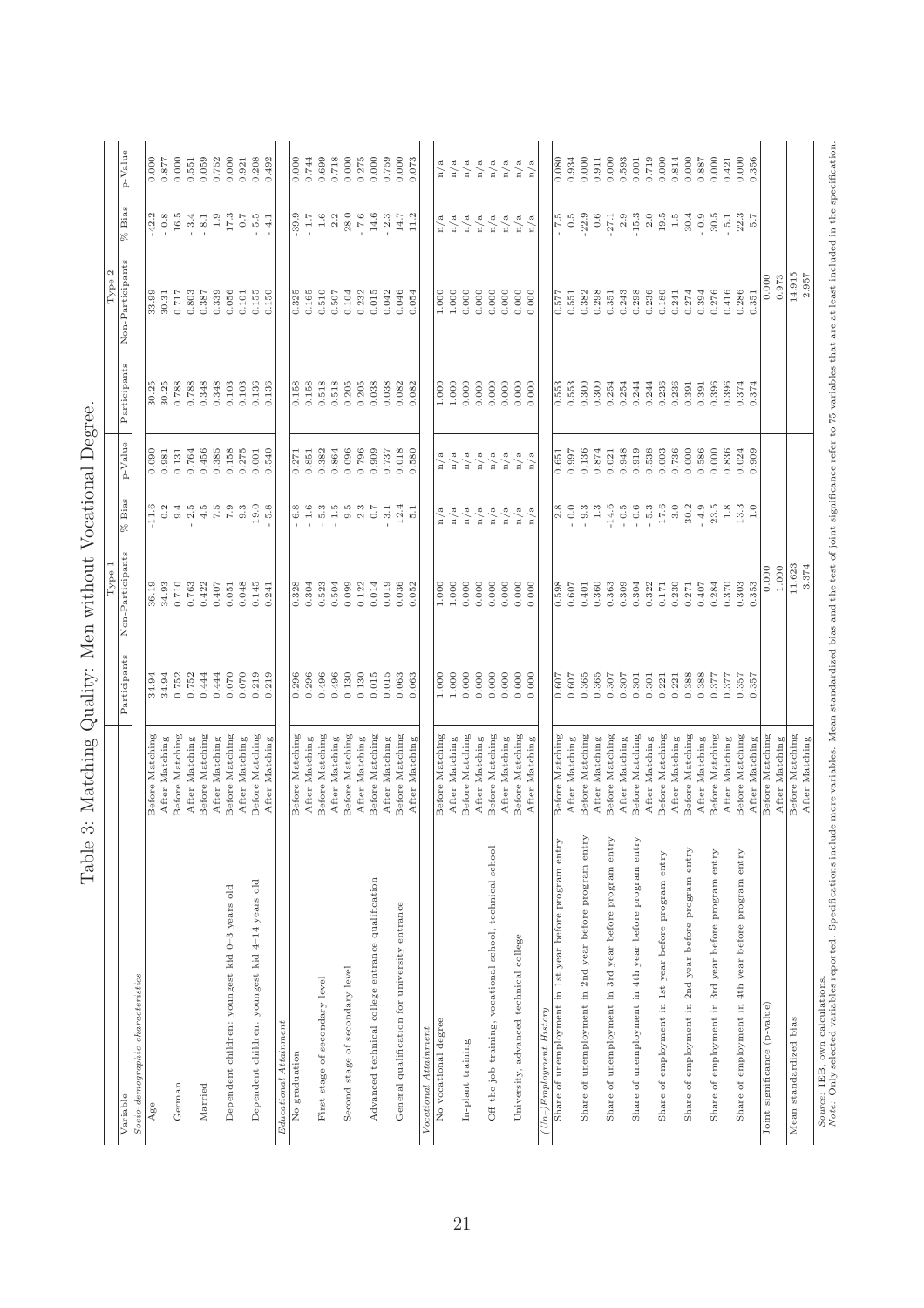# Table 3: Matching Quality: Men without Vocational Degree.

| Variable | | Type 1 Participants | Type 1 Non-Participants | Type 1 % Bias | Type 1 p-Value | Type 2 Participants | Type 2 Non-Participants | Type 2 % Bias | Type 2 p-Value |
|---|---|---|---|---|---|---|---|---|---|
| *Socio-demographic characteristics* | | | | | | | | | |
| Age | Before Matching | 34.94 | 36.19 | -11.6 | 0.090 | 30.25 | 33.99 | -42.2 | 0.000 |
| | After Matching | 34.94 | 34.93 | 0.2 | 0.981 | 30.25 | 30.31 | - 0.8 | 0.877 |
| German | Before Matching | 0.752 | 0.710 | 9.4 | 0.131 | 0.788 | 0.717 | 16.5 | 0.000 |
| | After Matching | 0.752 | 0.763 | - 2.5 | 0.764 | 0.788 | 0.803 | - 3.4 | 0.551 |
| Married | Before Matching | 0.444 | 0.422 | 4.5 | 0.456 | 0.348 | 0.387 | - 8.1 | 0.059 |
| | After Matching | 0.444 | 0.407 | 7.5 | 0.385 | 0.348 | 0.339 | 1.9 | 0.752 |
| Dependent children: youngest kid 0–3 years old | Before Matching | 0.070 | 0.051 | 7.9 | 0.158 | 0.103 | 0.056 | 17.3 | 0.000 |
| | After Matching | 0.070 | 0.048 | 9.3 | 0.275 | 0.103 | 0.101 | 0.7 | 0.921 |
| Dependent children: youngest kid 4–14 years old | Before Matching | 0.219 | 0.145 | 19.0 | 0.001 | 0.136 | 0.155 | - 5.5 | 0.208 |
| | After Matching | 0.219 | 0.241 | - 5.8 | 0.540 | 0.136 | 0.150 | - 4.1 | 0.492 |
| *Educational Attainment* | | | | | | | | | |
| No graduation | Before Matching | 0.296 | 0.328 | - 6.8 | 0.271 | 0.158 | 0.325 | -39.9 | 0.000 |
| | After Matching | 0.296 | 0.304 | - 1.6 | 0.851 | 0.158 | 0.165 | - 1.7 | 0.744 |
| First stage of secondary level | Before Matching | 0.496 | 0.523 | - 5.3 | 0.382 | 0.518 | 0.510 | 1.6 | 0.699 |
| | After Matching | 0.496 | 0.504 | - 1.5 | 0.864 | 0.518 | 0.507 | 2.2 | 0.718 |
| Second stage of secondary level | Before Matching | 0.130 | 0.099 | 9.5 | 0.096 | 0.205 | 0.104 | 28.0 | 0.000 |
| | After Matching | 0.130 | 0.122 | 2.3 | 0.796 | 0.205 | 0.232 | - 7.6 | 0.275 |
| Advanced technical college entrance qualification | Before Matching | 0.015 | 0.014 | 0.7 | 0.909 | 0.038 | 0.015 | 14.6 | 0.000 |
| | After Matching | 0.015 | 0.019 | - 3.1 | 0.737 | 0.038 | 0.042 | - 2.3 | 0.759 |
| General qualification for university entrance | Before Matching | 0.063 | 0.036 | 12.4 | 0.018 | 0.082 | 0.046 | 14.7 | 0.000 |
| | After Matching | 0.063 | 0.052 | 5.1 | 0.580 | 0.082 | 0.054 | 11.2 | 0.073 |
| *Vocational Attainment* | | | | | | | | | |
| No vocational degree | Before Matching | 1.000 | 1.000 | n/a | n/a | 1.000 | 1.000 | n/a | n/a |
| | After Matching | 1.000 | 1.000 | n/a | n/a | 1.000 | 1.000 | n/a | n/a |
| In-plant training | Before Matching | 0.000 | 0.000 | n/a | n/a | 0.000 | 0.000 | n/a | n/a |
| | After Matching | 0.000 | 0.000 | n/a | n/a | 0.000 | 0.000 | n/a | n/a |
| Off-the-job training, vocational school, technical school | Before Matching | 0.000 | 0.000 | n/a | n/a | 0.000 | 0.000 | n/a | n/a |
| | After Matching | 0.000 | 0.000 | n/a | n/a | 0.000 | 0.000 | n/a | n/a |
| University, advanced technical college | Before Matching | 0.000 | 0.000 | n/a | n/a | 0.000 | 0.000 | n/a | n/a |
| | After Matching | 0.000 | 0.000 | n/a | n/a | 0.000 | 0.000 | n/a | n/a |
| *(Un-)Employment History* | | | | | | | | | |
| Share of unemployment in 1st year before program entry | Before Matching | 0.607 | 0.598 | 2.8 | 0.651 | 0.553 | 0.577 | - 7.5 | 0.080 |
| | After Matching | 0.607 | 0.607 | - 0.0 | 0.997 | 0.553 | 0.551 | 0.5 | 0.934 |
| Share of unemployment in 2nd year before program entry | Before Matching | 0.365 | 0.401 | - 9.3 | 0.136 | 0.300 | 0.382 | -22.9 | 0.000 |
| | After Matching | 0.365 | 0.360 | 1.3 | 0.874 | 0.300 | 0.298 | 0.6 | 0.911 |
| Share of unemployment in 3rd year before program entry | Before Matching | 0.307 | 0.363 | -14.6 | 0.021 | 0.254 | 0.351 | -27.1 | 0.000 |
| | After Matching | 0.307 | 0.309 | - 0.5 | 0.948 | 0.254 | 0.243 | 2.9 | 0.593 |
| Share of unemployment in 4th year before program entry | Before Matching | 0.301 | 0.304 | - 0.6 | 0.919 | 0.244 | 0.298 | -15.3 | 0.001 |
| | After Matching | 0.301 | 0.322 | - 5.3 | 0.538 | 0.244 | 0.236 | 2.0 | 0.719 |
| Share of employment in 1st year before program entry | Before Matching | 0.221 | 0.171 | 17.6 | 0.003 | 0.236 | 0.180 | 19.5 | 0.000 |
| | After Matching | 0.221 | 0.230 | - 3.0 | 0.736 | 0.236 | 0.241 | - 1.5 | 0.814 |
| Share of employment in 2nd year before program entry | Before Matching | 0.388 | 0.271 | 30.2 | 0.000 | 0.391 | 0.274 | 30.4 | 0.000 |
| | After Matching | 0.388 | 0.407 | - 4.9 | 0.586 | 0.391 | 0.394 | - 0.9 | 0.887 |
| Share of employment in 3rd year before program entry | Before Matching | 0.377 | 0.284 | 23.5 | 0.000 | 0.396 | 0.276 | 30.5 | 0.000 |
| | After Matching | 0.377 | 0.370 | 1.8 | 0.836 | 0.396 | 0.416 | - 5.1 | 0.421 |
| Share of employment in 4th year before program entry | Before Matching | 0.357 | 0.303 | 13.3 | 0.024 | 0.374 | 0.286 | 22.3 | 0.000 |
| | After Matching | 0.357 | 0.353 | 1.0 | 0.909 | 0.374 | 0.351 | 5.7 | 0.356 |
| Joint significance (p-value) | Before Matching | | 0.000 | | | | 0.000 | | |
| | After Matching | | 1.000 | | | | 0.973 | | |
| Mean standardized bias | Before Matching | | 11.623 | | | | 14.915 | | |
| | After Matching | | 3.374 | | | | 2.957 | | |

*Source:* IEB, own calculations.
*Note:* Only selected variables reported. Specifications include more variables. Mean standardized bias and the test of joint significance refer to 75 variables that are at least included in the specification.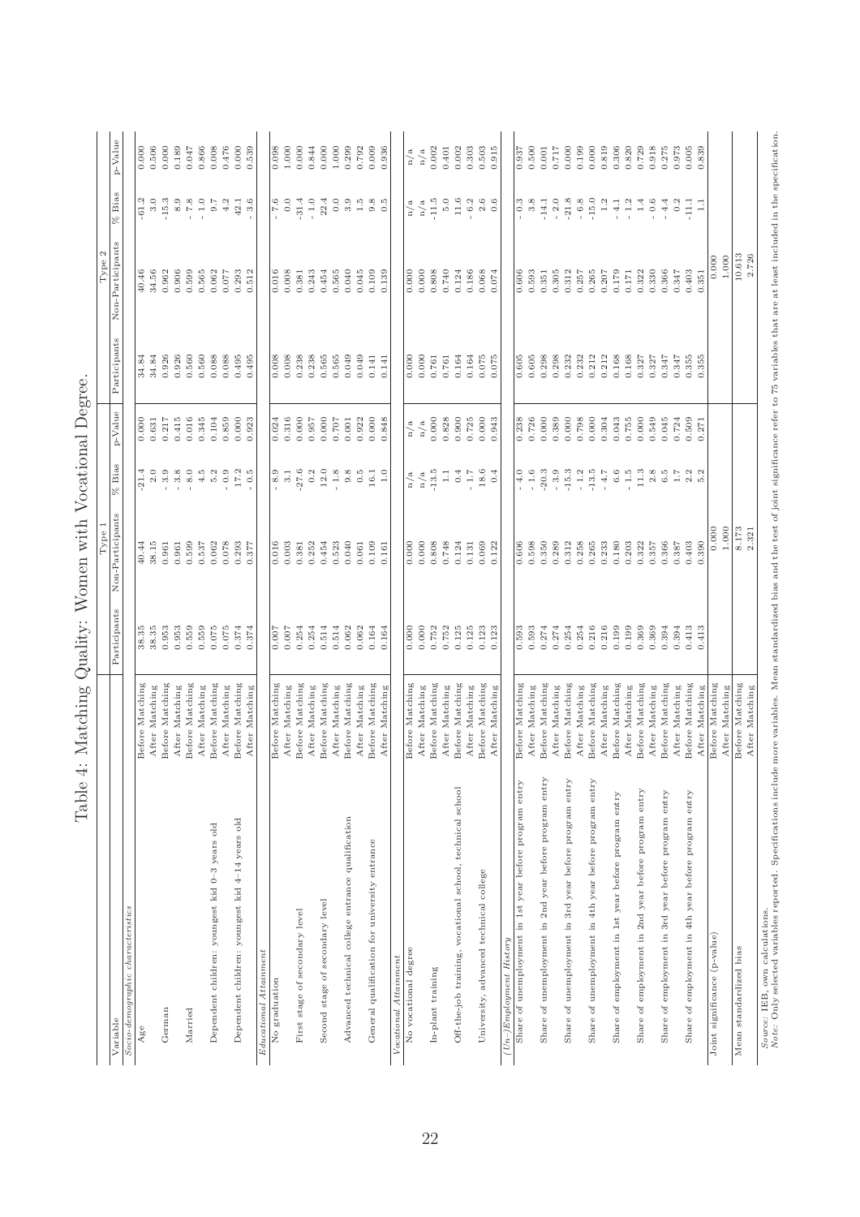# Table 4: Matching Quality: Women with Vocational Degree.

| Variable | | Type 1 | | | | Type 2 | | | |
|---|---|---|---|---|---|---|---|---|---|
| | | Participants | Non-Participants | % Bias | p-Value | Participants | Non-Participants | % Bias | p-Value |
| *Socio-demographic characteristics* | | | | | | | | | |
| Age | Before Matching | 38.35 | 40.44 | -21.4 | 0.000 | 34.84 | 40.46 | -61.2 | 0.000 |
| | After Matching | 38.35 | 38.15 | 2.0 | 0.631 | 34.84 | 34.56 | 3.0 | 0.506 |
| German | Before Matching | 0.953 | 0.961 | - 3.9 | 0.217 | 0.926 | 0.962 | -15.3 | 0.000 |
| | After Matching | 0.953 | 0.961 | - 3.8 | 0.415 | 0.926 | 0.906 | 8.9 | 0.189 |
| Married | Before Matching | 0.559 | 0.599 | - 8.0 | 0.016 | 0.560 | 0.599 | - 7.8 | 0.047 |
| | After Matching | 0.559 | 0.537 | 4.5 | 0.345 | 0.560 | 0.565 | - 1.0 | 0.866 |
| Dependent children: youngest kid 0–3 years old | Before Matching | 0.075 | 0.062 | 5.2 | 0.104 | 0.088 | 0.062 | 9.7 | 0.008 |
| | After Matching | 0.075 | 0.078 | - 0.9 | 0.859 | 0.088 | 0.077 | 4.2 | 0.476 |
| Dependent children: youngest kid 4–14 years old | Before Matching | 0.374 | 0.293 | 17.2 | 0.000 | 0.495 | 0.293 | 42.1 | 0.000 |
| | After Matching | 0.374 | 0.377 | - 0.5 | 0.923 | 0.495 | 0.512 | - 3.6 | 0.539 |
| *Educational Attainment* | | | | | | | | | |
| No graduation | Before Matching | 0.007 | 0.016 | - 8.9 | 0.024 | 0.008 | 0.016 | - 7.6 | 0.098 |
| | After Matching | 0.007 | 0.003 | 3.1 | 0.316 | 0.008 | 0.008 | 0.0 | 1.000 |
| First stage of secondary level | Before Matching | 0.254 | 0.381 | -27.6 | 0.000 | 0.238 | 0.381 | -31.4 | 0.000 |
| | After Matching | 0.254 | 0.252 | 0.2 | 0.957 | 0.238 | 0.243 | - 1.0 | 0.844 |
| Second stage of secondary level | Before Matching | 0.514 | 0.454 | 12.0 | 0.000 | 0.565 | 0.454 | 22.4 | 0.000 |
| | After Matching | 0.514 | 0.523 | - 1.8 | 0.707 | 0.565 | 0.565 | 0.0 | 1.000 |
| Advanced technical college entrance qualification | Before Matching | 0.062 | 0.040 | 9.8 | 0.001 | 0.049 | 0.040 | 3.9 | 0.299 |
| | After Matching | 0.062 | 0.061 | 0.5 | 0.922 | 0.049 | 0.045 | 1.5 | 0.792 |
| General qualification for university entrance | Before Matching | 0.164 | 0.109 | 16.1 | 0.000 | 0.141 | 0.109 | 9.8 | 0.009 |
| | After Matching | 0.164 | 0.161 | 1.0 | 0.848 | 0.141 | 0.139 | 0.5 | 0.936 |
| *Vocational Attainment* | | | | | | | | | |
| No vocational degree | Before Matching | 0.000 | 0.000 | n/a | n/a | 0.000 | 0.000 | n/a | n/a |
| | After Matching | 0.000 | 0.000 | n/a | n/a | 0.000 | 0.000 | n/a | n/a |
| In-plant training | Before Matching | 0.752 | 0.808 | -13.5 | 0.000 | 0.761 | 0.808 | -11.5 | 0.002 |
| | After Matching | 0.752 | 0.748 | 1.1 | 0.828 | 0.761 | 0.740 | 5.0 | 0.401 |
| Off-the-job training, vocational school, technical school | Before Matching | 0.125 | 0.124 | 0.4 | 0.900 | 0.164 | 0.124 | 11.6 | 0.002 |
| | After Matching | 0.125 | 0.131 | - 1.7 | 0.725 | 0.164 | 0.186 | - 6.2 | 0.303 |
| University, advanced technical college | Before Matching | 0.123 | 0.069 | 18.6 | 0.000 | 0.075 | 0.068 | 2.6 | 0.503 |
| | After Matching | 0.123 | 0.122 | 0.4 | 0.943 | 0.075 | 0.074 | 0.6 | 0.915 |
| *(Un-)Employment History* | | | | | | | | | |
| Share of unemployment in 1st year before program entry | Before Matching | 0.593 | 0.606 | - 4.0 | 0.238 | 0.605 | 0.606 | - 0.3 | 0.937 |
| | After Matching | 0.593 | 0.598 | - 1.6 | 0.726 | 0.605 | 0.593 | 3.8 | 0.500 |
| Share of unemployment in 2nd year before program entry | Before Matching | 0.274 | 0.350 | -20.3 | 0.000 | 0.298 | 0.351 | -14.1 | 0.001 |
| | After Matching | 0.274 | 0.289 | - 3.9 | 0.389 | 0.298 | 0.305 | - 2.0 | 0.717 |
| Share of unemployment in 3rd year before program entry | Before Matching | 0.254 | 0.312 | -15.3 | 0.000 | 0.232 | 0.312 | -21.8 | 0.000 |
| | After Matching | 0.254 | 0.258 | - 1.2 | 0.798 | 0.232 | 0.257 | - 6.8 | 0.199 |
| Share of unemployment in 4th year before program entry | Before Matching | 0.216 | 0.265 | -13.5 | 0.000 | 0.212 | 0.265 | -15.0 | 0.000 |
| | After Matching | 0.216 | 0.233 | - 4.7 | 0.304 | 0.212 | 0.207 | 1.2 | 0.819 |
| Share of employment in 1st year before program entry | Before Matching | 0.199 | 0.180 | 6.6 | 0.043 | 0.168 | 0.179 | - 4.1 | 0.306 |
| | After Matching | 0.199 | 0.203 | - 1.5 | 0.755 | 0.168 | 0.171 | - 1.2 | 0.820 |
| Share of employment in 2nd year before program entry | Before Matching | 0.369 | 0.322 | 11.3 | 0.000 | 0.327 | 0.322 | 1.4 | 0.729 |
| | After Matching | 0.369 | 0.357 | 2.8 | 0.549 | 0.327 | 0.330 | - 0.6 | 0.918 |
| Share of employment in 3rd year before program entry | Before Matching | 0.394 | 0.366 | 6.5 | 0.045 | 0.347 | 0.366 | - 4.4 | 0.275 |
| | After Matching | 0.394 | 0.387 | 1.7 | 0.724 | 0.347 | 0.347 | 0.2 | 0.973 |
| Share of employment in 4th year before program entry | Before Matching | 0.413 | 0.403 | 2.2 | 0.509 | 0.355 | 0.403 | -11.1 | 0.005 |
| | After Matching | 0.413 | 0.390 | 5.2 | 0.271 | 0.355 | 0.351 | 1.1 | 0.839 |
| Joint significance (p-value) | Before Matching | | 0.000 | | | | 0.000 | | |
| | After Matching | | 1.000 | | | | 1.000 | | |
| Mean standardized bias | Before Matching | | 8.173 | | | | 10.613 | | |
| | After Matching | | 2.321 | | | | 2.726 | | |

*Source:* IEB, own calculations.
*Note:* Only selected variables reported. Specifications include more variables. Mean standardized bias and the test of joint significance refer to 75 variables that are at least included in the specification.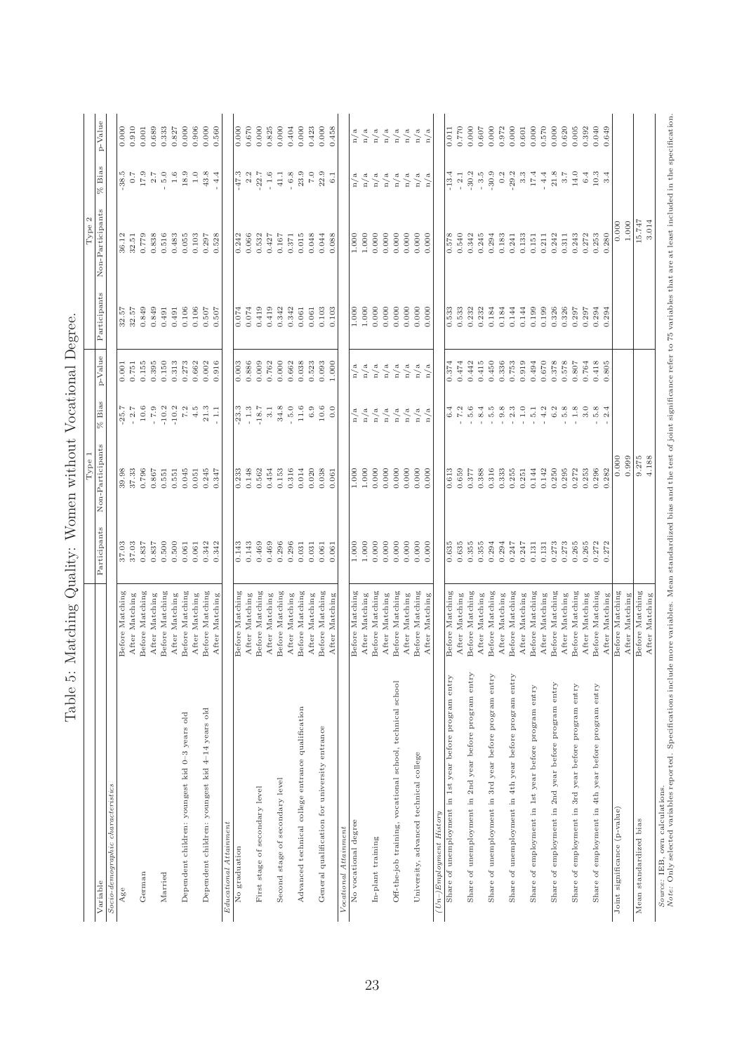# Table 5: Matching Quality: Women without Vocational Degree.

| Variable | | Type 1 | | | | Type 2 | | | |
|---|---|---|---|---|---|---|---|---|---|
| | | Participants | Non-Participants | % Bias | p-Value | Participants | Non-Participants | % Bias | p-Value |
| *Socio-demographic characteristics* | | | | | | | | | |
| Age | Before Matching | 37.03 | 39.98 | -25.7 | 0.001 | 32.57 | 36.12 | -38.5 | 0.000 |
| | After Matching | 37.03 | 37.33 | - 2.7 | 0.751 | 32.57 | 32.51 | 0.7 | 0.910 |
| German | Before Matching | 0.837 | 0.796 | 10.6 | 0.155 | 0.849 | 0.779 | 17.9 | 0.001 |
| | After Matching | 0.837 | 0.867 | - 7.9 | 0.395 | 0.849 | 0.838 | 2.7 | 0.689 |
| Married | Before Matching | 0.500 | 0.551 | -10.2 | 0.150 | 0.491 | 0.516 | - 5.0 | 0.333 |
| | After Matching | 0.500 | 0.551 | -10.2 | 0.313 | 0.491 | 0.483 | 1.6 | 0.827 |
| Dependent children: youngest kid 0–3 years old | Before Matching | 0.061 | 0.045 | 7.2 | 0.273 | 0.106 | 0.055 | 18.9 | 0.000 |
| | After Matching | 0.061 | 0.051 | 4.5 | 0.662 | 0.106 | 0.103 | 1.0 | 0.906 |
| Dependent children: youngest kid 4–14 years old | Before Matching | 0.342 | 0.245 | 21.3 | 0.002 | 0.507 | 0.297 | 43.8 | 0.000 |
| | After Matching | 0.342 | 0.347 | - 1.1 | 0.916 | 0.507 | 0.528 | - 4.4 | 0.560 |
| *Educational Attainment* | | | | | | | | | |
| No graduation | Before Matching | 0.143 | 0.233 | -23.3 | 0.003 | 0.074 | 0.242 | -47.3 | 0.000 |
| | After Matching | 0.143 | 0.148 | - 1.3 | 0.886 | 0.074 | 0.066 | 2.2 | 0.670 |
| First stage of secondary level | Before Matching | 0.469 | 0.562 | -18.7 | 0.009 | 0.419 | 0.532 | -22.7 | 0.000 |
| | After Matching | 0.469 | 0.454 | 3.1 | 0.762 | 0.419 | 0.427 | - 1.6 | 0.825 |
| Second stage of secondary level | Before Matching | 0.296 | 0.153 | 34.8 | 0.000 | 0.342 | 0.167 | 41.1 | 0.000 |
| | After Matching | 0.296 | 0.316 | - 5.0 | 0.662 | 0.342 | 0.371 | - 6.8 | 0.404 |
| Advanced technical college entrance qualification | Before Matching | 0.031 | 0.014 | 11.6 | 0.038 | 0.061 | 0.015 | 23.9 | 0.000 |
| | After Matching | 0.031 | 0.020 | 6.9 | 0.523 | 0.061 | 0.048 | 7.0 | 0.423 |
| General qualification for university entrance | Before Matching | 0.061 | 0.038 | 10.6 | 0.093 | 0.103 | 0.044 | 22.9 | 0.000 |
| | After Matching | 0.061 | 0.061 | 0.0 | 1.000 | 0.103 | 0.088 | 6.1 | 0.458 |
| *Vocational Attainment* | | | | | | | | | |
| No vocational degree | Before Matching | 1.000 | 1.000 | n/a | n/a | 1.000 | 1.000 | n/a | n/a |
| | After Matching | 1.000 | 1.000 | n/a | n/a | 1.000 | 1.000 | n/a | n/a |
| In-plant training | Before Matching | 0.000 | 0.000 | n/a | n/a | 0.000 | 0.000 | n/a | n/a |
| | After Matching | 0.000 | 0.000 | n/a | n/a | 0.000 | 0.000 | n/a | n/a |
| Off-the-job training, vocational school, technical school | Before Matching | 0.000 | 0.000 | n/a | n/a | 0.000 | 0.000 | n/a | n/a |
| | After Matching | 0.000 | 0.000 | n/a | n/a | 0.000 | 0.000 | n/a | n/a |
| University, advanced technical college | Before Matching | 0.000 | 0.000 | n/a | n/a | 0.000 | 0.000 | n/a | n/a |
| | After Matching | 0.000 | 0.000 | n/a | n/a | 0.000 | 0.000 | n/a | n/a |
| *(Un-)Employment History* | | | | | | | | | |
| Share of unemployment in 1st year before program entry | Before Matching | 0.635 | 0.613 | 6.4 | 0.374 | 0.533 | 0.578 | -13.4 | 0.011 |
| | After Matching | 0.635 | 0.659 | - 7.2 | 0.474 | 0.533 | 0.540 | - 2.1 | 0.770 |
| Share of unemployment in 2nd year before program entry | Before Matching | 0.355 | 0.377 | - 5.6 | 0.442 | 0.232 | 0.342 | -30.2 | 0.000 |
| | After Matching | 0.355 | 0.388 | - 8.4 | 0.415 | 0.232 | 0.245 | - 3.5 | 0.607 |
| Share of unemployment in 3rd year before program entry | Before Matching | 0.294 | 0.316 | - 5.5 | 0.450 | 0.184 | 0.294 | -30.9 | 0.000 |
| | After Matching | 0.294 | 0.333 | - 9.8 | 0.336 | 0.184 | 0.183 | 0.2 | 0.972 |
| Share of unemployment in 4th year before program entry | Before Matching | 0.247 | 0.255 | - 2.3 | 0.753 | 0.144 | 0.241 | -29.2 | 0.000 |
| | After Matching | 0.247 | 0.251 | - 1.0 | 0.919 | 0.144 | 0.133 | 3.3 | 0.601 |
| Share of employment in 1st year before program entry | Before Matching | 0.131 | 0.144 | - 5.1 | 0.494 | 0.199 | 0.151 | 17.4 | 0.000 |
| | After Matching | 0.131 | 0.142 | - 4.2 | 0.670 | 0.199 | 0.211 | - 4.4 | 0.570 |
| Share of employment in 2nd year before program entry | Before Matching | 0.273 | 0.250 | 6.2 | 0.378 | 0.326 | 0.242 | 21.8 | 0.000 |
| | After Matching | 0.273 | 0.295 | - 5.8 | 0.578 | 0.326 | 0.311 | 3.7 | 0.620 |
| Share of employment in 3rd year before program entry | Before Matching | 0.265 | 0.272 | - 1.8 | 0.807 | 0.297 | 0.243 | 14.0 | 0.005 |
| | After Matching | 0.265 | 0.253 | 3.0 | 0.764 | 0.297 | 0.272 | 6.4 | 0.392 |
| Share of employment in 4th year before program entry | Before Matching | 0.272 | 0.296 | - 5.8 | 0.418 | 0.294 | 0.253 | 10.3 | 0.040 |
| | After Matching | 0.272 | 0.282 | - 2.4 | 0.805 | 0.294 | 0.280 | 3.4 | 0.649 |
| Joint significance (p-value) | Before Matching | | 0.000 | | | | 0.000 | | |
| | After Matching | | 0.999 | | | | 1.000 | | |
| Mean standardized bias | Before Matching | | 9.275 | | | | 15.747 | | |
| | After Matching | | 4.188 | | | | 3.014 | | |

*Source:* IEB, own calculations.
*Note:* Only selected variables reported. Specifications include more variables. Mean standardized bias and the test of joint significance refer to 75 variables that are at least included in the specification.